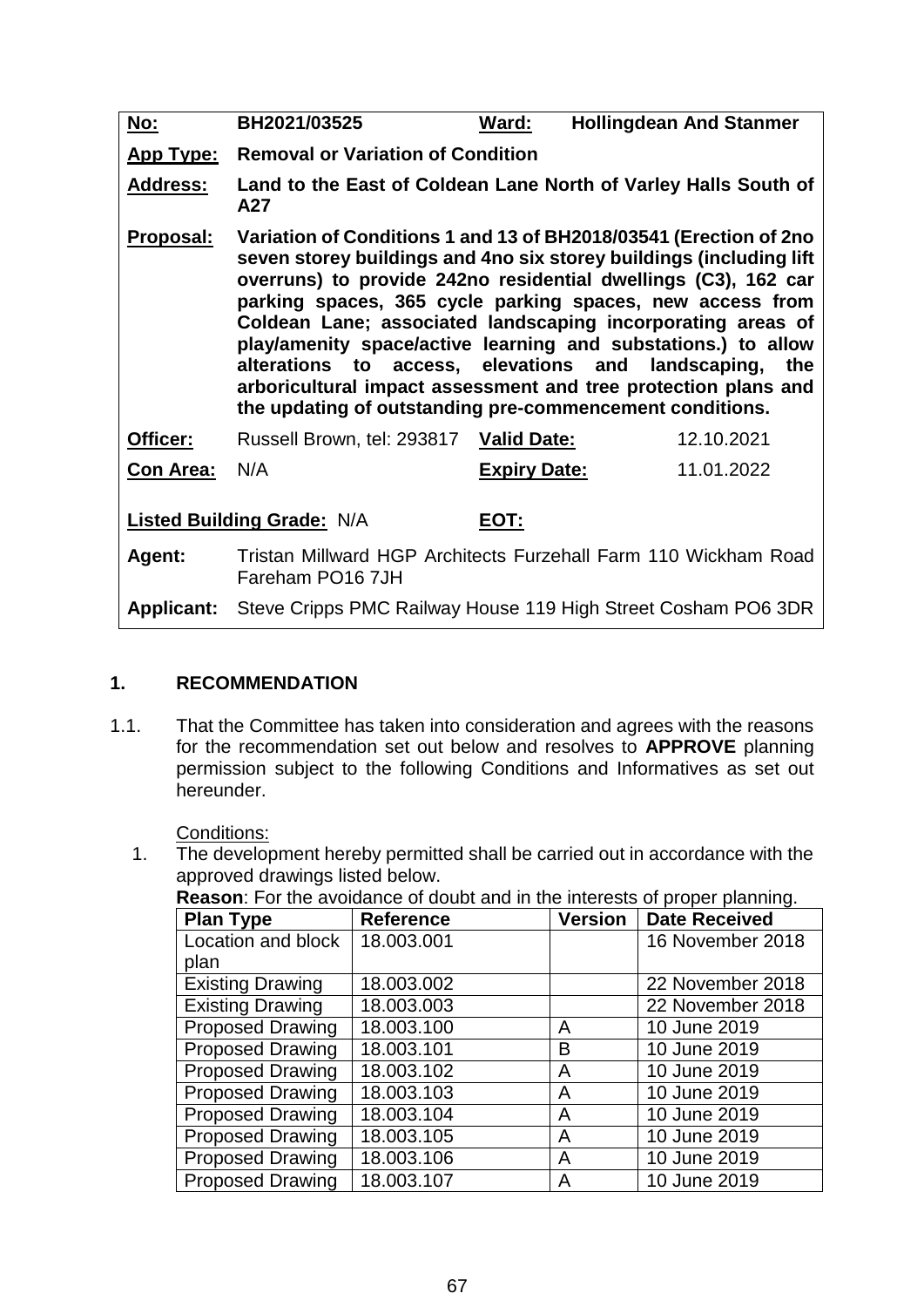| | | | |
|---|---|---|---|
| **No:** | **BH2021/03525** | **Ward:** | **Hollingdean And Stanmer** |
| **App Type:** | **Removal or Variation of Condition** | | |
| **Address:** | **Land to the East of Coldean Lane North of Varley Halls South of A27** | | |
| **Proposal:** | **Variation of Conditions 1 and 13 of BH2018/03541 (Erection of 2no seven storey buildings and 4no six storey buildings (including lift overruns) to provide 242no residential dwellings (C3), 162 car parking spaces, 365 cycle parking spaces, new access from Coldean Lane; associated landscaping incorporating areas of play/amenity space/active learning and substations.) to allow alterations to access, elevations and landscaping, the arboricultural impact assessment and tree protection plans and the updating of outstanding pre-commencement conditions.** | | |
| **Officer:** | Russell Brown, tel: 293817 | **Valid Date:** | 12.10.2021 |
| **Con Area:** | N/A | **Expiry Date:** | 11.01.2022 |
| **Listed Building Grade:** N/A | | **EOT:** | |
| **Agent:** | Tristan Millward HGP Architects Furzehall Farm 110 Wickham Road Fareham PO16 7JH | | |
| **Applicant:** | Steve Cripps PMC Railway House 119 High Street Cosham PO6 3DR | | |

## 1. RECOMMENDATION

1.1. That the Committee has taken into consideration and agrees with the reasons for the recommendation set out below and resolves to **APPROVE** planning permission subject to the following Conditions and Informatives as set out hereunder.

Conditions:

1. The development hereby permitted shall be carried out in accordance with the approved drawings listed below.
**Reason**: For the avoidance of doubt and in the interests of proper planning.

| Plan Type | Reference | Version | Date Received |
|---|---|---|---|
| Location and block plan | 18.003.001 | | 16 November 2018 |
| Existing Drawing | 18.003.002 | | 22 November 2018 |
| Existing Drawing | 18.003.003 | | 22 November 2018 |
| Proposed Drawing | 18.003.100 | A | 10 June 2019 |
| Proposed Drawing | 18.003.101 | B | 10 June 2019 |
| Proposed Drawing | 18.003.102 | A | 10 June 2019 |
| Proposed Drawing | 18.003.103 | A | 10 June 2019 |
| Proposed Drawing | 18.003.104 | A | 10 June 2019 |
| Proposed Drawing | 18.003.105 | A | 10 June 2019 |
| Proposed Drawing | 18.003.106 | A | 10 June 2019 |
| Proposed Drawing | 18.003.107 | A | 10 June 2019 |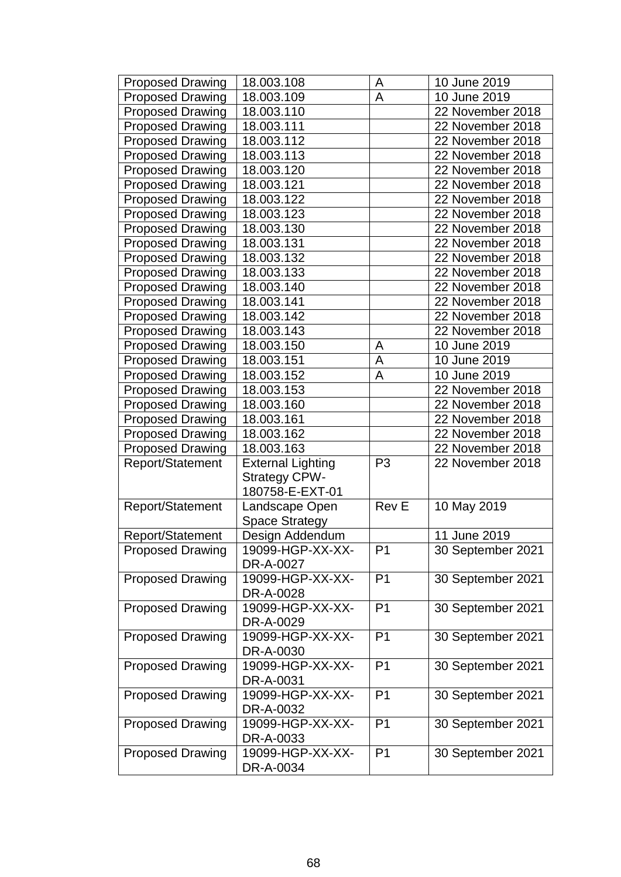| Proposed Drawing | 18.003.108 | A | 10 June 2019 |
|---|---|---|---|
| Proposed Drawing | 18.003.109 | A | 10 June 2019 |
| Proposed Drawing | 18.003.110 | | 22 November 2018 |
| Proposed Drawing | 18.003.111 | | 22 November 2018 |
| Proposed Drawing | 18.003.112 | | 22 November 2018 |
| Proposed Drawing | 18.003.113 | | 22 November 2018 |
| Proposed Drawing | 18.003.120 | | 22 November 2018 |
| Proposed Drawing | 18.003.121 | | 22 November 2018 |
| Proposed Drawing | 18.003.122 | | 22 November 2018 |
| Proposed Drawing | 18.003.123 | | 22 November 2018 |
| Proposed Drawing | 18.003.130 | | 22 November 2018 |
| Proposed Drawing | 18.003.131 | | 22 November 2018 |
| Proposed Drawing | 18.003.132 | | 22 November 2018 |
| Proposed Drawing | 18.003.133 | | 22 November 2018 |
| Proposed Drawing | 18.003.140 | | 22 November 2018 |
| Proposed Drawing | 18.003.141 | | 22 November 2018 |
| Proposed Drawing | 18.003.142 | | 22 November 2018 |
| Proposed Drawing | 18.003.143 | | 22 November 2018 |
| Proposed Drawing | 18.003.150 | A | 10 June 2019 |
| Proposed Drawing | 18.003.151 | A | 10 June 2019 |
| Proposed Drawing | 18.003.152 | A | 10 June 2019 |
| Proposed Drawing | 18.003.153 | | 22 November 2018 |
| Proposed Drawing | 18.003.160 | | 22 November 2018 |
| Proposed Drawing | 18.003.161 | | 22 November 2018 |
| Proposed Drawing | 18.003.162 | | 22 November 2018 |
| Proposed Drawing | 18.003.163 | | 22 November 2018 |
| Report/Statement | External Lighting Strategy CPW-180758-E-EXT-01 | P3 | 22 November 2018 |
| Report/Statement | Landscape Open Space Strategy | Rev E | 10 May 2019 |
| Report/Statement | Design Addendum | | 11 June 2019 |
| Proposed Drawing | 19099-HGP-XX-XX-DR-A-0027 | P1 | 30 September 2021 |
| Proposed Drawing | 19099-HGP-XX-XX-DR-A-0028 | P1 | 30 September 2021 |
| Proposed Drawing | 19099-HGP-XX-XX-DR-A-0029 | P1 | 30 September 2021 |
| Proposed Drawing | 19099-HGP-XX-XX-DR-A-0030 | P1 | 30 September 2021 |
| Proposed Drawing | 19099-HGP-XX-XX-DR-A-0031 | P1 | 30 September 2021 |
| Proposed Drawing | 19099-HGP-XX-XX-DR-A-0032 | P1 | 30 September 2021 |
| Proposed Drawing | 19099-HGP-XX-XX-DR-A-0033 | P1 | 30 September 2021 |
| Proposed Drawing | 19099-HGP-XX-XX-DR-A-0034 | P1 | 30 September 2021 |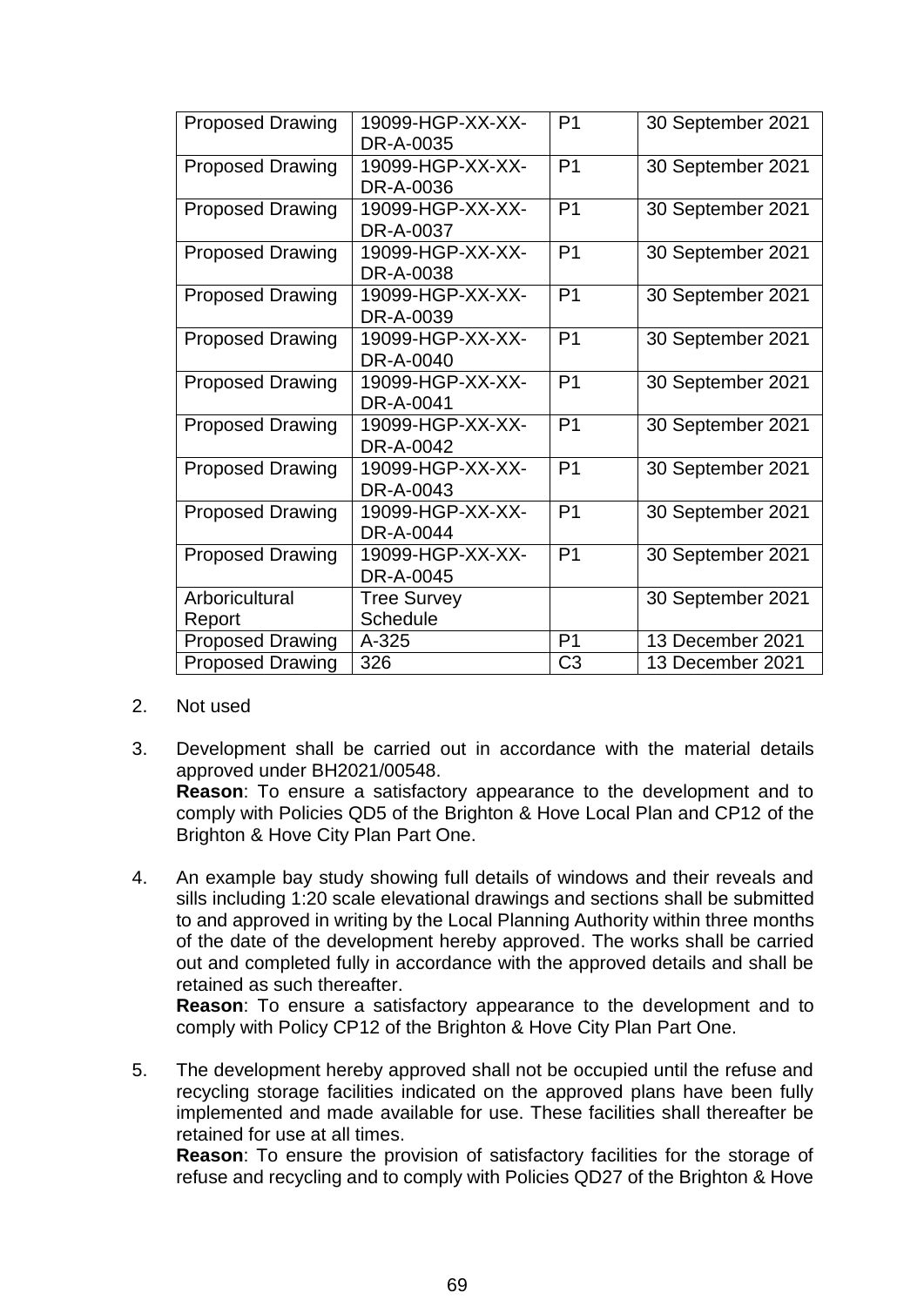| Proposed Drawing | 19099-HGP-XX-XX-DR-A-0035 | P1 | 30 September 2021 |
|---|---|---|---|
| Proposed Drawing | 19099-HGP-XX-XX-DR-A-0036 | P1 | 30 September 2021 |
| Proposed Drawing | 19099-HGP-XX-XX-DR-A-0037 | P1 | 30 September 2021 |
| Proposed Drawing | 19099-HGP-XX-XX-DR-A-0038 | P1 | 30 September 2021 |
| Proposed Drawing | 19099-HGP-XX-XX-DR-A-0039 | P1 | 30 September 2021 |
| Proposed Drawing | 19099-HGP-XX-XX-DR-A-0040 | P1 | 30 September 2021 |
| Proposed Drawing | 19099-HGP-XX-XX-DR-A-0041 | P1 | 30 September 2021 |
| Proposed Drawing | 19099-HGP-XX-XX-DR-A-0042 | P1 | 30 September 2021 |
| Proposed Drawing | 19099-HGP-XX-XX-DR-A-0043 | P1 | 30 September 2021 |
| Proposed Drawing | 19099-HGP-XX-XX-DR-A-0044 | P1 | 30 September 2021 |
| Proposed Drawing | 19099-HGP-XX-XX-DR-A-0045 | P1 | 30 September 2021 |
| Arboricultural Report | Tree Survey Schedule | | 30 September 2021 |
| Proposed Drawing | A-325 | P1 | 13 December 2021 |
| Proposed Drawing | 326 | C3 | 13 December 2021 |

2. Not used

3. Development shall be carried out in accordance with the material details approved under BH2021/00548.
**Reason**: To ensure a satisfactory appearance to the development and to comply with Policies QD5 of the Brighton & Hove Local Plan and CP12 of the Brighton & Hove City Plan Part One.

4. An example bay study showing full details of windows and their reveals and sills including 1:20 scale elevational drawings and sections shall be submitted to and approved in writing by the Local Planning Authority within three months of the date of the development hereby approved. The works shall be carried out and completed fully in accordance with the approved details and shall be retained as such thereafter.
**Reason**: To ensure a satisfactory appearance to the development and to comply with Policy CP12 of the Brighton & Hove City Plan Part One.

5. The development hereby approved shall not be occupied until the refuse and recycling storage facilities indicated on the approved plans have been fully implemented and made available for use. These facilities shall thereafter be retained for use at all times.
**Reason**: To ensure the provision of satisfactory facilities for the storage of refuse and recycling and to comply with Policies QD27 of the Brighton & Hove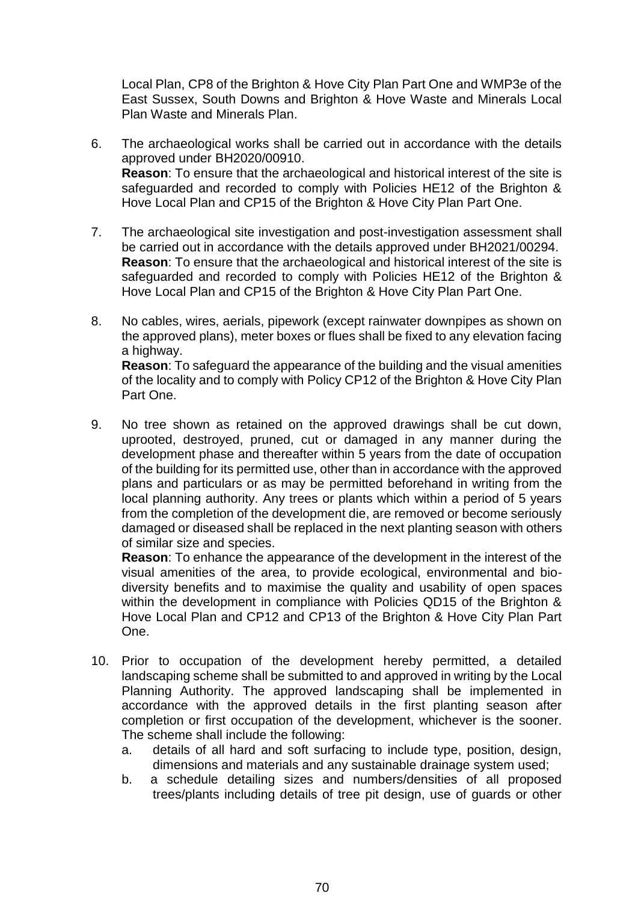Local Plan, CP8 of the Brighton & Hove City Plan Part One and WMP3e of the East Sussex, South Downs and Brighton & Hove Waste and Minerals Local Plan Waste and Minerals Plan.

6. The archaeological works shall be carried out in accordance with the details approved under BH2020/00910.
   **Reason**: To ensure that the archaeological and historical interest of the site is safeguarded and recorded to comply with Policies HE12 of the Brighton & Hove Local Plan and CP15 of the Brighton & Hove City Plan Part One.

7. The archaeological site investigation and post-investigation assessment shall be carried out in accordance with the details approved under BH2021/00294.
   **Reason**: To ensure that the archaeological and historical interest of the site is safeguarded and recorded to comply with Policies HE12 of the Brighton & Hove Local Plan and CP15 of the Brighton & Hove City Plan Part One.

8. No cables, wires, aerials, pipework (except rainwater downpipes as shown on the approved plans), meter boxes or flues shall be fixed to any elevation facing a highway.
   **Reason**: To safeguard the appearance of the building and the visual amenities of the locality and to comply with Policy CP12 of the Brighton & Hove City Plan Part One.

9. No tree shown as retained on the approved drawings shall be cut down, uprooted, destroyed, pruned, cut or damaged in any manner during the development phase and thereafter within 5 years from the date of occupation of the building for its permitted use, other than in accordance with the approved plans and particulars or as may be permitted beforehand in writing from the local planning authority. Any trees or plants which within a period of 5 years from the completion of the development die, are removed or become seriously damaged or diseased shall be replaced in the next planting season with others of similar size and species.
   **Reason**: To enhance the appearance of the development in the interest of the visual amenities of the area, to provide ecological, environmental and bio-diversity benefits and to maximise the quality and usability of open spaces within the development in compliance with Policies QD15 of the Brighton & Hove Local Plan and CP12 and CP13 of the Brighton & Hove City Plan Part One.

10. Prior to occupation of the development hereby permitted, a detailed landscaping scheme shall be submitted to and approved in writing by the Local Planning Authority. The approved landscaping shall be implemented in accordance with the approved details in the first planting season after completion or first occupation of the development, whichever is the sooner. The scheme shall include the following:
    a. details of all hard and soft surfacing to include type, position, design, dimensions and materials and any sustainable drainage system used;
    b. a schedule detailing sizes and numbers/densities of all proposed trees/plants including details of tree pit design, use of guards or other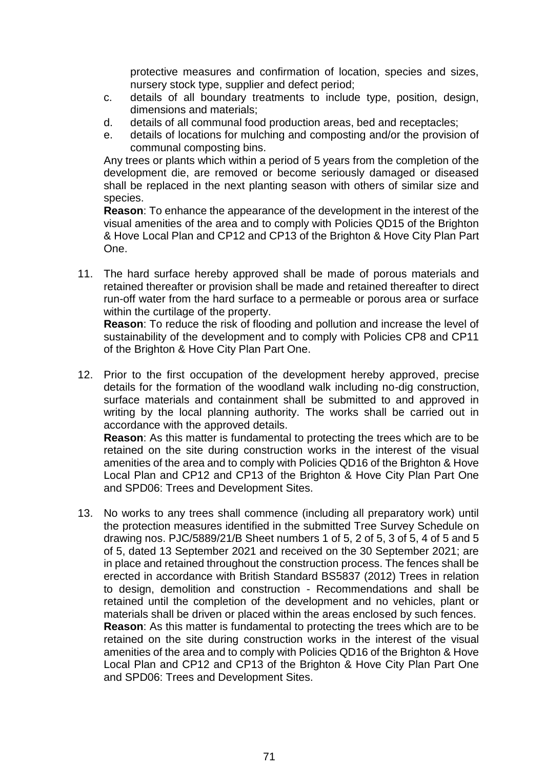protective measures and confirmation of location, species and sizes, nursery stock type, supplier and defect period;

c. details of all boundary treatments to include type, position, design, dimensions and materials;
d. details of all communal food production areas, bed and receptacles;
e. details of locations for mulching and composting and/or the provision of communal composting bins.

Any trees or plants which within a period of 5 years from the completion of the development die, are removed or become seriously damaged or diseased shall be replaced in the next planting season with others of similar size and species.

**Reason**: To enhance the appearance of the development in the interest of the visual amenities of the area and to comply with Policies QD15 of the Brighton & Hove Local Plan and CP12 and CP13 of the Brighton & Hove City Plan Part One.

11. The hard surface hereby approved shall be made of porous materials and retained thereafter or provision shall be made and retained thereafter to direct run-off water from the hard surface to a permeable or porous area or surface within the curtilage of the property.

    **Reason**: To reduce the risk of flooding and pollution and increase the level of sustainability of the development and to comply with Policies CP8 and CP11 of the Brighton & Hove City Plan Part One.

12. Prior to the first occupation of the development hereby approved, precise details for the formation of the woodland walk including no-dig construction, surface materials and containment shall be submitted to and approved in writing by the local planning authority. The works shall be carried out in accordance with the approved details.

    **Reason**: As this matter is fundamental to protecting the trees which are to be retained on the site during construction works in the interest of the visual amenities of the area and to comply with Policies QD16 of the Brighton & Hove Local Plan and CP12 and CP13 of the Brighton & Hove City Plan Part One and SPD06: Trees and Development Sites.

13. No works to any trees shall commence (including all preparatory work) until the protection measures identified in the submitted Tree Survey Schedule on drawing nos. PJC/5889/21/B Sheet numbers 1 of 5, 2 of 5, 3 of 5, 4 of 5 and 5 of 5, dated 13 September 2021 and received on the 30 September 2021; are in place and retained throughout the construction process. The fences shall be erected in accordance with British Standard BS5837 (2012) Trees in relation to design, demolition and construction - Recommendations and shall be retained until the completion of the development and no vehicles, plant or materials shall be driven or placed within the areas enclosed by such fences.

    **Reason**: As this matter is fundamental to protecting the trees which are to be retained on the site during construction works in the interest of the visual amenities of the area and to comply with Policies QD16 of the Brighton & Hove Local Plan and CP12 and CP13 of the Brighton & Hove City Plan Part One and SPD06: Trees and Development Sites.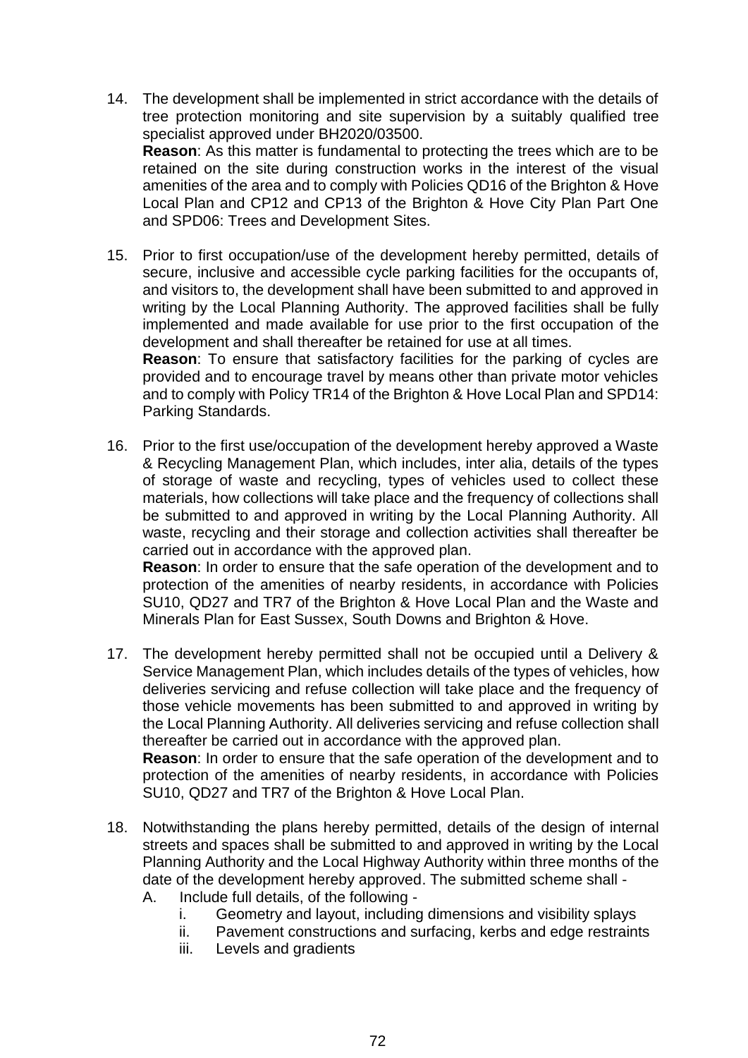14. The development shall be implemented in strict accordance with the details of tree protection monitoring and site supervision by a suitably qualified tree specialist approved under BH2020/03500.
**Reason**: As this matter is fundamental to protecting the trees which are to be retained on the site during construction works in the interest of the visual amenities of the area and to comply with Policies QD16 of the Brighton & Hove Local Plan and CP12 and CP13 of the Brighton & Hove City Plan Part One and SPD06: Trees and Development Sites.

15. Prior to first occupation/use of the development hereby permitted, details of secure, inclusive and accessible cycle parking facilities for the occupants of, and visitors to, the development shall have been submitted to and approved in writing by the Local Planning Authority. The approved facilities shall be fully implemented and made available for use prior to the first occupation of the development and shall thereafter be retained for use at all times.
**Reason**: To ensure that satisfactory facilities for the parking of cycles are provided and to encourage travel by means other than private motor vehicles and to comply with Policy TR14 of the Brighton & Hove Local Plan and SPD14: Parking Standards.

16. Prior to the first use/occupation of the development hereby approved a Waste & Recycling Management Plan, which includes, inter alia, details of the types of storage of waste and recycling, types of vehicles used to collect these materials, how collections will take place and the frequency of collections shall be submitted to and approved in writing by the Local Planning Authority. All waste, recycling and their storage and collection activities shall thereafter be carried out in accordance with the approved plan.
**Reason**: In order to ensure that the safe operation of the development and to protection of the amenities of nearby residents, in accordance with Policies SU10, QD27 and TR7 of the Brighton & Hove Local Plan and the Waste and Minerals Plan for East Sussex, South Downs and Brighton & Hove.

17. The development hereby permitted shall not be occupied until a Delivery & Service Management Plan, which includes details of the types of vehicles, how deliveries servicing and refuse collection will take place and the frequency of those vehicle movements has been submitted to and approved in writing by the Local Planning Authority. All deliveries servicing and refuse collection shall thereafter be carried out in accordance with the approved plan.
**Reason**: In order to ensure that the safe operation of the development and to protection of the amenities of nearby residents, in accordance with Policies SU10, QD27 and TR7 of the Brighton & Hove Local Plan.

18. Notwithstanding the plans hereby permitted, details of the design of internal streets and spaces shall be submitted to and approved in writing by the Local Planning Authority and the Local Highway Authority within three months of the date of the development hereby approved. The submitted scheme shall -
    A. Include full details, of the following -
        i. Geometry and layout, including dimensions and visibility splays
        ii. Pavement constructions and surfacing, kerbs and edge restraints
        iii. Levels and gradients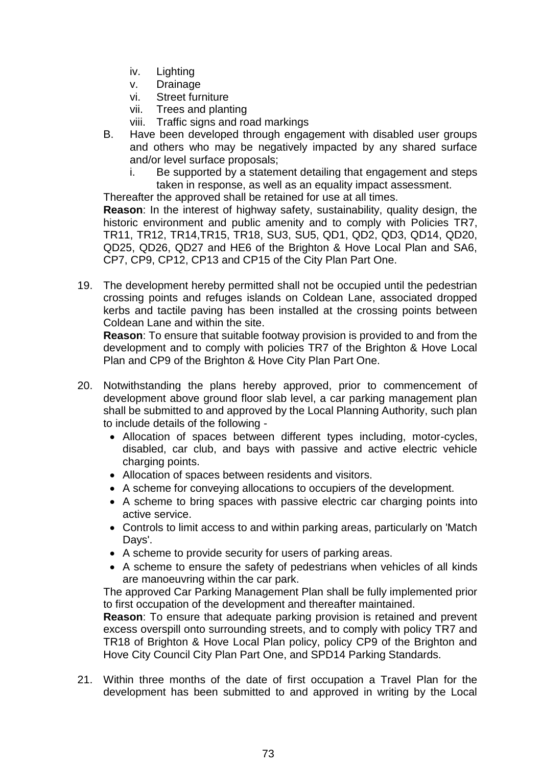iv. Lighting
   v. Drainage
   vi. Street furniture
   vii. Trees and planting
   viii. Traffic signs and road markings

   B. Have been developed through engagement with disabled user groups and others who may be negatively impacted by any shared surface and/or level surface proposals;
      i. Be supported by a statement detailing that engagement and steps taken in response, as well as an equality impact assessment.

   Thereafter the approved shall be retained for use at all times.

   **Reason**: In the interest of highway safety, sustainability, quality design, the historic environment and public amenity and to comply with Policies TR7, TR11, TR12, TR14,TR15, TR18, SU3, SU5, QD1, QD2, QD3, QD14, QD20, QD25, QD26, QD27 and HE6 of the Brighton & Hove Local Plan and SA6, CP7, CP9, CP12, CP13 and CP15 of the City Plan Part One.

19. The development hereby permitted shall not be occupied until the pedestrian crossing points and refuges islands on Coldean Lane, associated dropped kerbs and tactile paving has been installed at the crossing points between Coldean Lane and within the site.

    **Reason**: To ensure that suitable footway provision is provided to and from the development and to comply with policies TR7 of the Brighton & Hove Local Plan and CP9 of the Brighton & Hove City Plan Part One.

20. Notwithstanding the plans hereby approved, prior to commencement of development above ground floor slab level, a car parking management plan shall be submitted to and approved by the Local Planning Authority, such plan to include details of the following -

    - Allocation of spaces between different types including, motor-cycles, disabled, car club, and bays with passive and active electric vehicle charging points.
    - Allocation of spaces between residents and visitors.
    - A scheme for conveying allocations to occupiers of the development.
    - A scheme to bring spaces with passive electric car charging points into active service.
    - Controls to limit access to and within parking areas, particularly on 'Match Days'.
    - A scheme to provide security for users of parking areas.
    - A scheme to ensure the safety of pedestrians when vehicles of all kinds are manoeuvring within the car park.

    The approved Car Parking Management Plan shall be fully implemented prior to first occupation of the development and thereafter maintained.

    **Reason**: To ensure that adequate parking provision is retained and prevent excess overspill onto surrounding streets, and to comply with policy TR7 and TR18 of Brighton & Hove Local Plan policy, policy CP9 of the Brighton and Hove City Council City Plan Part One, and SPD14 Parking Standards.

21. Within three months of the date of first occupation a Travel Plan for the development has been submitted to and approved in writing by the Local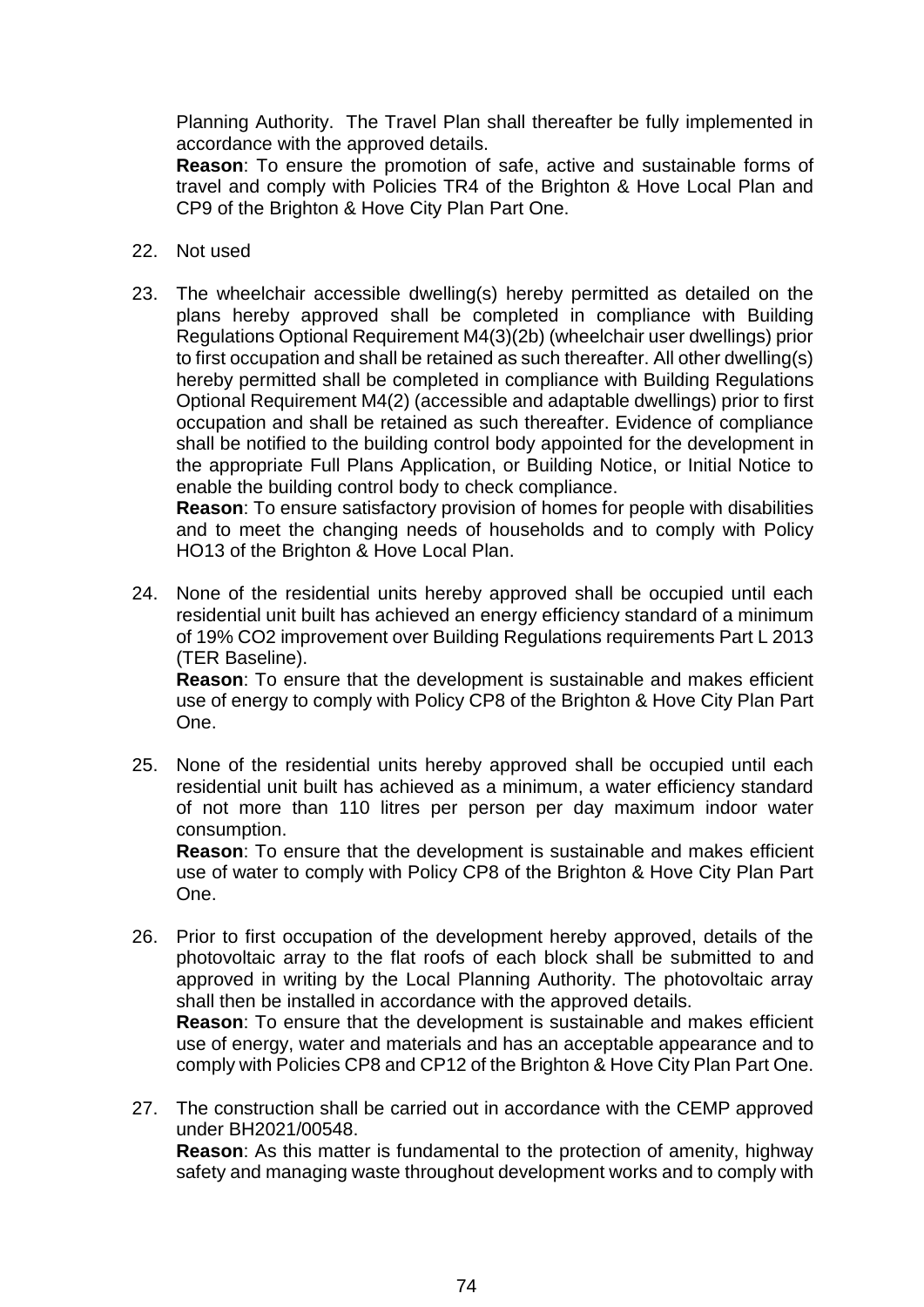Planning Authority. The Travel Plan shall thereafter be fully implemented in accordance with the approved details.
**Reason**: To ensure the promotion of safe, active and sustainable forms of travel and comply with Policies TR4 of the Brighton & Hove Local Plan and CP9 of the Brighton & Hove City Plan Part One.

22. Not used

23. The wheelchair accessible dwelling(s) hereby permitted as detailed on the plans hereby approved shall be completed in compliance with Building Regulations Optional Requirement M4(3)(2b) (wheelchair user dwellings) prior to first occupation and shall be retained as such thereafter. All other dwelling(s) hereby permitted shall be completed in compliance with Building Regulations Optional Requirement M4(2) (accessible and adaptable dwellings) prior to first occupation and shall be retained as such thereafter. Evidence of compliance shall be notified to the building control body appointed for the development in the appropriate Full Plans Application, or Building Notice, or Initial Notice to enable the building control body to check compliance.
**Reason**: To ensure satisfactory provision of homes for people with disabilities and to meet the changing needs of households and to comply with Policy HO13 of the Brighton & Hove Local Plan.

24. None of the residential units hereby approved shall be occupied until each residential unit built has achieved an energy efficiency standard of a minimum of 19% $CO_2$ improvement over Building Regulations requirements Part L 2013 (TER Baseline).
**Reason**: To ensure that the development is sustainable and makes efficient use of energy to comply with Policy CP8 of the Brighton & Hove City Plan Part One.

25. None of the residential units hereby approved shall be occupied until each residential unit built has achieved as a minimum, a water efficiency standard of not more than 110 litres per person per day maximum indoor water consumption.
**Reason**: To ensure that the development is sustainable and makes efficient use of water to comply with Policy CP8 of the Brighton & Hove City Plan Part One.

26. Prior to first occupation of the development hereby approved, details of the photovoltaic array to the flat roofs of each block shall be submitted to and approved in writing by the Local Planning Authority. The photovoltaic array shall then be installed in accordance with the approved details.
**Reason**: To ensure that the development is sustainable and makes efficient use of energy, water and materials and has an acceptable appearance and to comply with Policies CP8 and CP12 of the Brighton & Hove City Plan Part One.

27. The construction shall be carried out in accordance with the CEMP approved under BH2021/00548.
**Reason**: As this matter is fundamental to the protection of amenity, highway safety and managing waste throughout development works and to comply with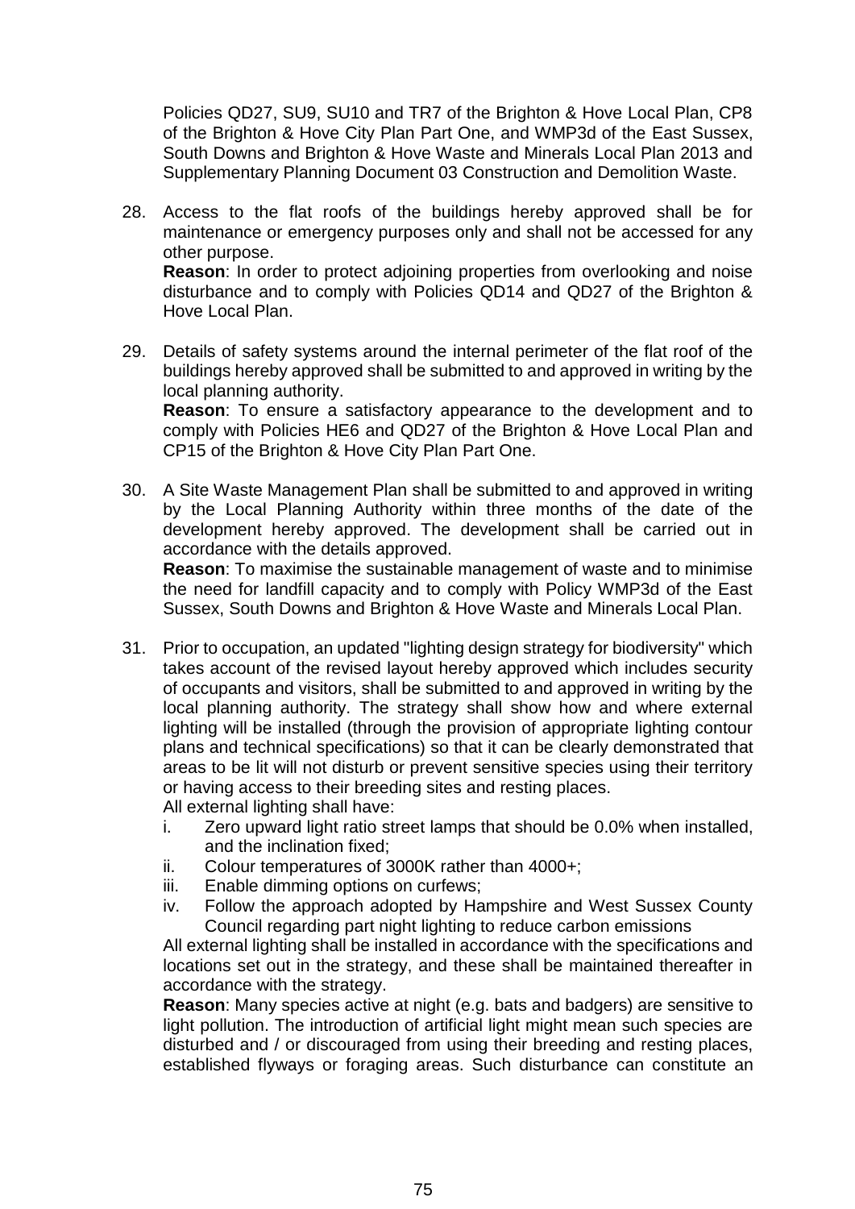Policies QD27, SU9, SU10 and TR7 of the Brighton & Hove Local Plan, CP8 of the Brighton & Hove City Plan Part One, and WMP3d of the East Sussex, South Downs and Brighton & Hove Waste and Minerals Local Plan 2013 and Supplementary Planning Document 03 Construction and Demolition Waste.

28. Access to the flat roofs of the buildings hereby approved shall be for maintenance or emergency purposes only and shall not be accessed for any other purpose.
    **Reason**: In order to protect adjoining properties from overlooking and noise disturbance and to comply with Policies QD14 and QD27 of the Brighton & Hove Local Plan.

29. Details of safety systems around the internal perimeter of the flat roof of the buildings hereby approved shall be submitted to and approved in writing by the local planning authority.
    **Reason**: To ensure a satisfactory appearance to the development and to comply with Policies HE6 and QD27 of the Brighton & Hove Local Plan and CP15 of the Brighton & Hove City Plan Part One.

30. A Site Waste Management Plan shall be submitted to and approved in writing by the Local Planning Authority within three months of the date of the development hereby approved. The development shall be carried out in accordance with the details approved.
    **Reason**: To maximise the sustainable management of waste and to minimise the need for landfill capacity and to comply with Policy WMP3d of the East Sussex, South Downs and Brighton & Hove Waste and Minerals Local Plan.

31. Prior to occupation, an updated "lighting design strategy for biodiversity" which takes account of the revised layout hereby approved which includes security of occupants and visitors, shall be submitted to and approved in writing by the local planning authority. The strategy shall show how and where external lighting will be installed (through the provision of appropriate lighting contour plans and technical specifications) so that it can be clearly demonstrated that areas to be lit will not disturb or prevent sensitive species using their territory or having access to their breeding sites and resting places.
    All external lighting shall have:
    i. Zero upward light ratio street lamps that should be 0.0% when installed, and the inclination fixed;
    ii. Colour temperatures of 3000K rather than 4000+;
    iii. Enable dimming options on curfews;
    iv. Follow the approach adopted by Hampshire and West Sussex County Council regarding part night lighting to reduce carbon emissions

    All external lighting shall be installed in accordance with the specifications and locations set out in the strategy, and these shall be maintained thereafter in accordance with the strategy.
    **Reason**: Many species active at night (e.g. bats and badgers) are sensitive to light pollution. The introduction of artificial light might mean such species are disturbed and / or discouraged from using their breeding and resting places, established flyways or foraging areas. Such disturbance can constitute an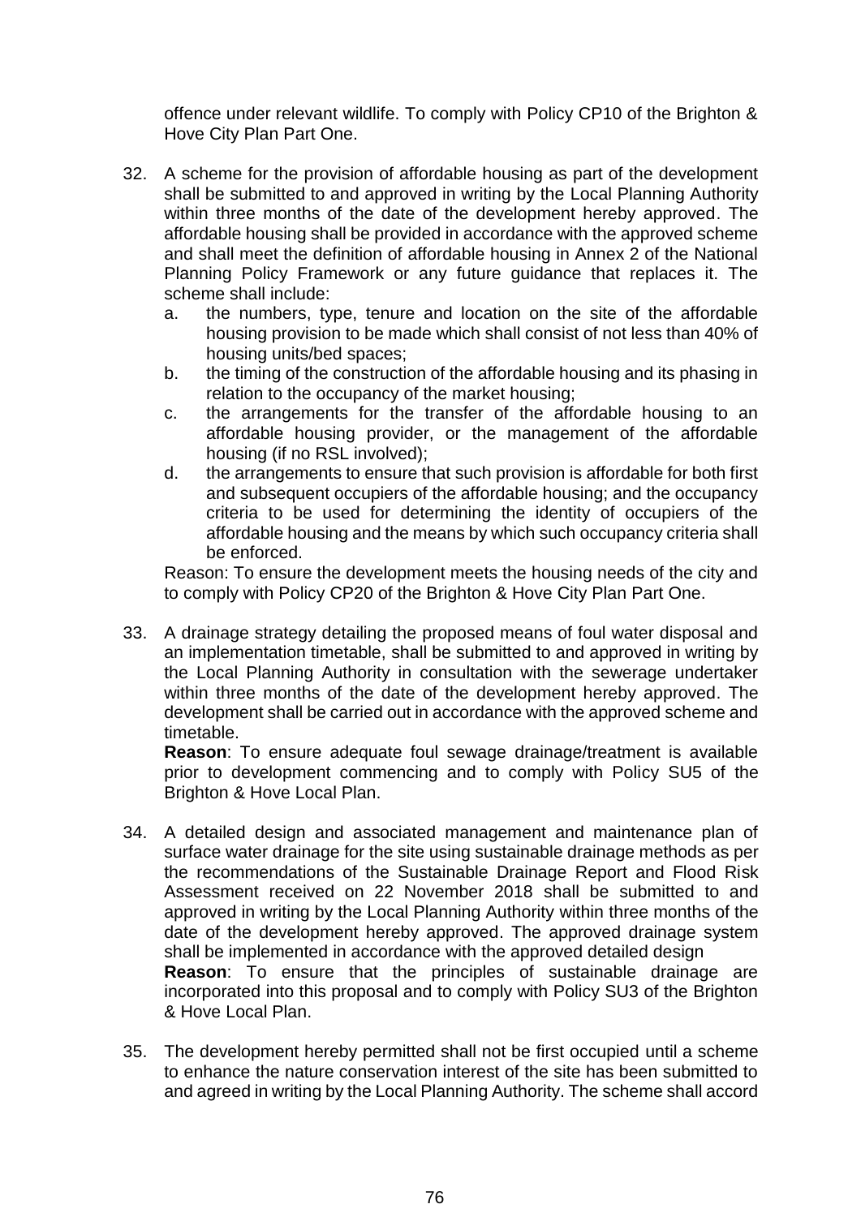offence under relevant wildlife. To comply with Policy CP10 of the Brighton & Hove City Plan Part One.

32. A scheme for the provision of affordable housing as part of the development shall be submitted to and approved in writing by the Local Planning Authority within three months of the date of the development hereby approved. The affordable housing shall be provided in accordance with the approved scheme and shall meet the definition of affordable housing in Annex 2 of the National Planning Policy Framework or any future guidance that replaces it. The scheme shall include:
    a. the numbers, type, tenure and location on the site of the affordable housing provision to be made which shall consist of not less than 40% of housing units/bed spaces;
    b. the timing of the construction of the affordable housing and its phasing in relation to the occupancy of the market housing;
    c. the arrangements for the transfer of the affordable housing to an affordable housing provider, or the management of the affordable housing (if no RSL involved);
    d. the arrangements to ensure that such provision is affordable for both first and subsequent occupiers of the affordable housing; and the occupancy criteria to be used for determining the identity of occupiers of the affordable housing and the means by which such occupancy criteria shall be enforced.

    Reason: To ensure the development meets the housing needs of the city and to comply with Policy CP20 of the Brighton & Hove City Plan Part One.

33. A drainage strategy detailing the proposed means of foul water disposal and an implementation timetable, shall be submitted to and approved in writing by the Local Planning Authority in consultation with the sewerage undertaker within three months of the date of the development hereby approved. The development shall be carried out in accordance with the approved scheme and timetable.

    **Reason**: To ensure adequate foul sewage drainage/treatment is available prior to development commencing and to comply with Policy SU5 of the Brighton & Hove Local Plan.

34. A detailed design and associated management and maintenance plan of surface water drainage for the site using sustainable drainage methods as per the recommendations of the Sustainable Drainage Report and Flood Risk Assessment received on 22 November 2018 shall be submitted to and approved in writing by the Local Planning Authority within three months of the date of the development hereby approved. The approved drainage system shall be implemented in accordance with the approved detailed design

    **Reason**: To ensure that the principles of sustainable drainage are incorporated into this proposal and to comply with Policy SU3 of the Brighton & Hove Local Plan.

35. The development hereby permitted shall not be first occupied until a scheme to enhance the nature conservation interest of the site has been submitted to and agreed in writing by the Local Planning Authority. The scheme shall accord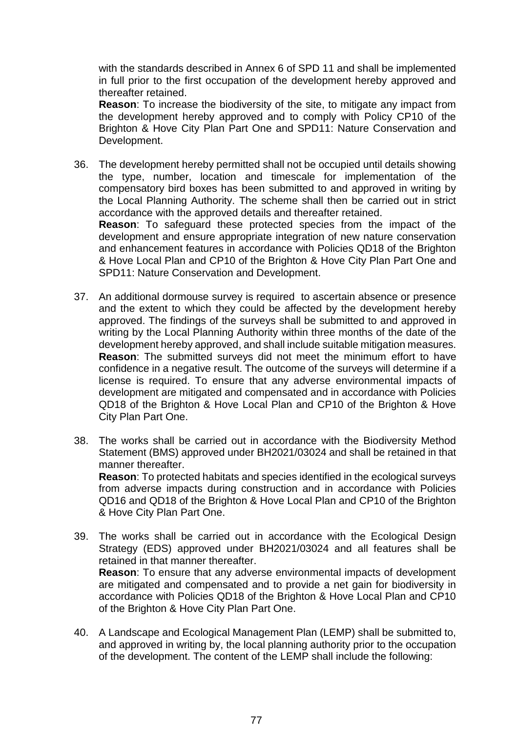with the standards described in Annex 6 of SPD 11 and shall be implemented in full prior to the first occupation of the development hereby approved and thereafter retained.
**Reason**: To increase the biodiversity of the site, to mitigate any impact from the development hereby approved and to comply with Policy CP10 of the Brighton & Hove City Plan Part One and SPD11: Nature Conservation and Development.

36. The development hereby permitted shall not be occupied until details showing the type, number, location and timescale for implementation of the compensatory bird boxes has been submitted to and approved in writing by the Local Planning Authority. The scheme shall then be carried out in strict accordance with the approved details and thereafter retained.
**Reason**: To safeguard these protected species from the impact of the development and ensure appropriate integration of new nature conservation and enhancement features in accordance with Policies QD18 of the Brighton & Hove Local Plan and CP10 of the Brighton & Hove City Plan Part One and SPD11: Nature Conservation and Development.

37. An additional dormouse survey is required to ascertain absence or presence and the extent to which they could be affected by the development hereby approved. The findings of the surveys shall be submitted to and approved in writing by the Local Planning Authority within three months of the date of the development hereby approved, and shall include suitable mitigation measures.
**Reason**: The submitted surveys did not meet the minimum effort to have confidence in a negative result. The outcome of the surveys will determine if a license is required. To ensure that any adverse environmental impacts of development are mitigated and compensated and in accordance with Policies QD18 of the Brighton & Hove Local Plan and CP10 of the Brighton & Hove City Plan Part One.

38. The works shall be carried out in accordance with the Biodiversity Method Statement (BMS) approved under BH2021/03024 and shall be retained in that manner thereafter.
**Reason**: To protected habitats and species identified in the ecological surveys from adverse impacts during construction and in accordance with Policies QD16 and QD18 of the Brighton & Hove Local Plan and CP10 of the Brighton & Hove City Plan Part One.

39. The works shall be carried out in accordance with the Ecological Design Strategy (EDS) approved under BH2021/03024 and all features shall be retained in that manner thereafter.
**Reason**: To ensure that any adverse environmental impacts of development are mitigated and compensated and to provide a net gain for biodiversity in accordance with Policies QD18 of the Brighton & Hove Local Plan and CP10 of the Brighton & Hove City Plan Part One.

40. A Landscape and Ecological Management Plan (LEMP) shall be submitted to, and approved in writing by, the local planning authority prior to the occupation of the development. The content of the LEMP shall include the following: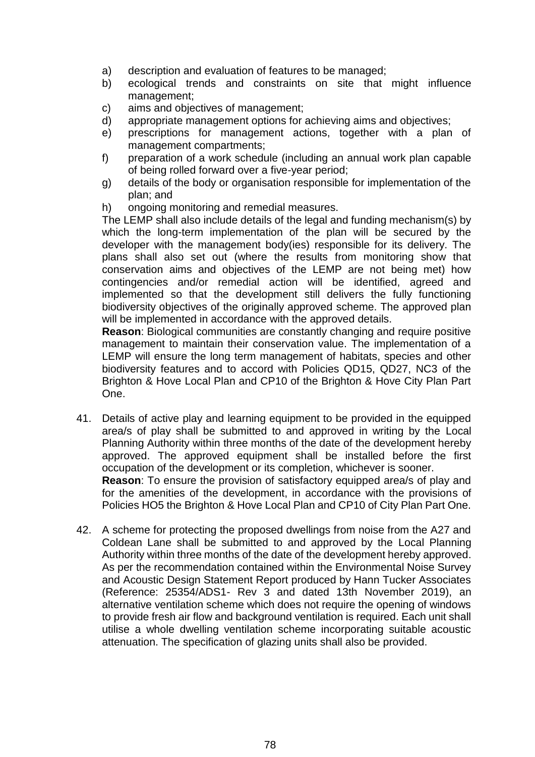a) description and evaluation of features to be managed;
b) ecological trends and constraints on site that might influence management;
c) aims and objectives of management;
d) appropriate management options for achieving aims and objectives;
e) prescriptions for management actions, together with a plan of management compartments;
f) preparation of a work schedule (including an annual work plan capable of being rolled forward over a five-year period;
g) details of the body or organisation responsible for implementation of the plan; and
h) ongoing monitoring and remedial measures.

The LEMP shall also include details of the legal and funding mechanism(s) by which the long-term implementation of the plan will be secured by the developer with the management body(ies) responsible for its delivery. The plans shall also set out (where the results from monitoring show that conservation aims and objectives of the LEMP are not being met) how contingencies and/or remedial action will be identified, agreed and implemented so that the development still delivers the fully functioning biodiversity objectives of the originally approved scheme. The approved plan will be implemented in accordance with the approved details.

**Reason**: Biological communities are constantly changing and require positive management to maintain their conservation value. The implementation of a LEMP will ensure the long term management of habitats, species and other biodiversity features and to accord with Policies QD15, QD27, NC3 of the Brighton & Hove Local Plan and CP10 of the Brighton & Hove City Plan Part One.

41. Details of active play and learning equipment to be provided in the equipped area/s of play shall be submitted to and approved in writing by the Local Planning Authority within three months of the date of the development hereby approved. The approved equipment shall be installed before the first occupation of the development or its completion, whichever is sooner.

    **Reason**: To ensure the provision of satisfactory equipped area/s of play and for the amenities of the development, in accordance with the provisions of Policies HO5 the Brighton & Hove Local Plan and CP10 of City Plan Part One.

42. A scheme for protecting the proposed dwellings from noise from the A27 and Coldean Lane shall be submitted to and approved by the Local Planning Authority within three months of the date of the development hereby approved. As per the recommendation contained within the Environmental Noise Survey and Acoustic Design Statement Report produced by Hann Tucker Associates (Reference: 25354/ADS1- Rev 3 and dated 13th November 2019), an alternative ventilation scheme which does not require the opening of windows to provide fresh air flow and background ventilation is required. Each unit shall utilise a whole dwelling ventilation scheme incorporating suitable acoustic attenuation. The specification of glazing units shall also be provided.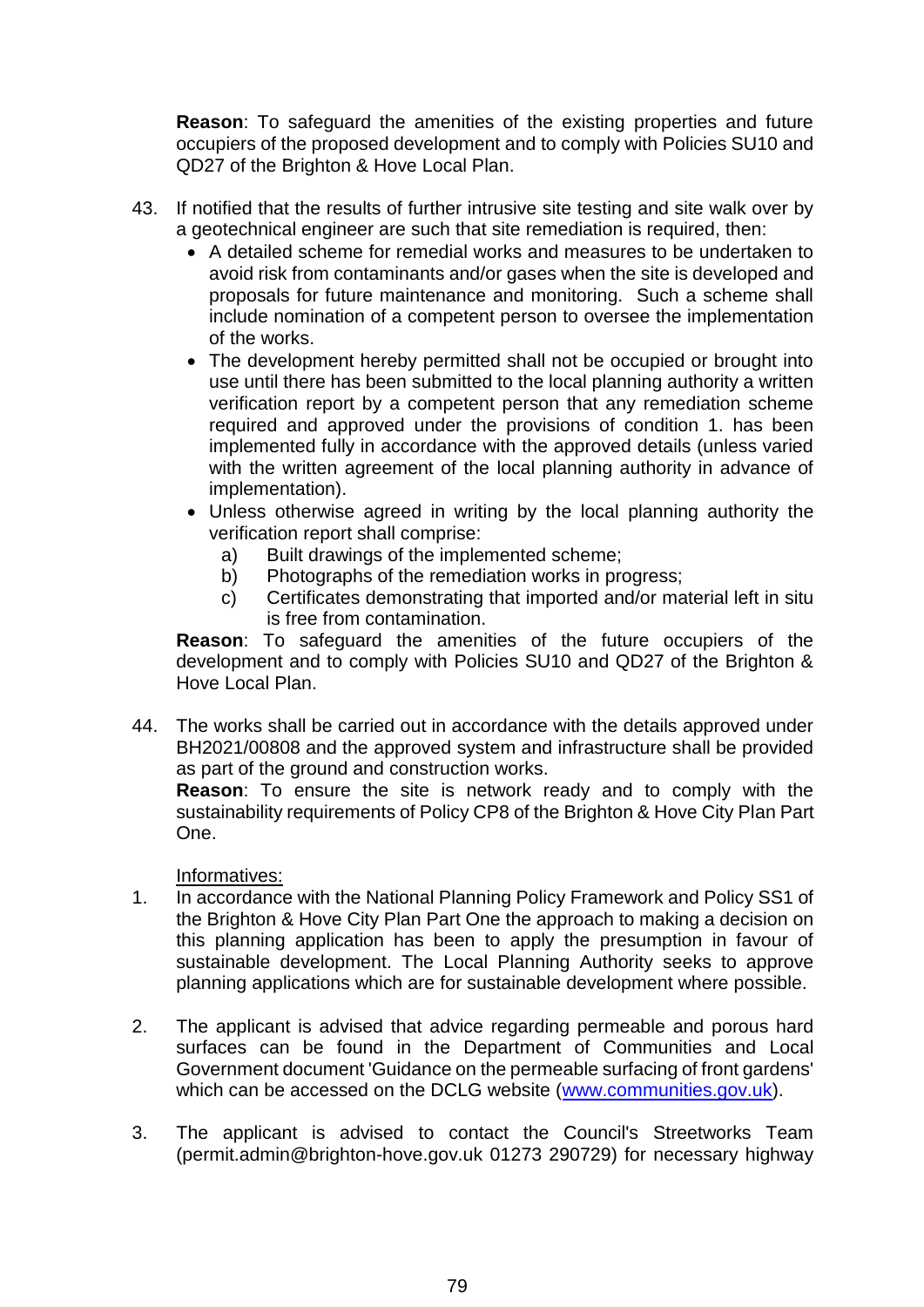**Reason**: To safeguard the amenities of the existing properties and future occupiers of the proposed development and to comply with Policies SU10 and QD27 of the Brighton & Hove Local Plan.

43. If notified that the results of further intrusive site testing and site walk over by a geotechnical engineer are such that site remediation is required, then:
    - A detailed scheme for remedial works and measures to be undertaken to avoid risk from contaminants and/or gases when the site is developed and proposals for future maintenance and monitoring. Such a scheme shall include nomination of a competent person to oversee the implementation of the works.
    - The development hereby permitted shall not be occupied or brought into use until there has been submitted to the local planning authority a written verification report by a competent person that any remediation scheme required and approved under the provisions of condition 1. has been implemented fully in accordance with the approved details (unless varied with the written agreement of the local planning authority in advance of implementation).
    - Unless otherwise agreed in writing by the local planning authority the verification report shall comprise:
        a) Built drawings of the implemented scheme;
        b) Photographs of the remediation works in progress;
        c) Certificates demonstrating that imported and/or material left in situ is free from contamination.

    **Reason**: To safeguard the amenities of the future occupiers of the development and to comply with Policies SU10 and QD27 of the Brighton & Hove Local Plan.

44. The works shall be carried out in accordance with the details approved under BH2021/00808 and the approved system and infrastructure shall be provided as part of the ground and construction works.
    **Reason**: To ensure the site is network ready and to comply with the sustainability requirements of Policy CP8 of the Brighton & Hove City Plan Part One.

Informatives:

1. In accordance with the National Planning Policy Framework and Policy SS1 of the Brighton & Hove City Plan Part One the approach to making a decision on this planning application has been to apply the presumption in favour of sustainable development. The Local Planning Authority seeks to approve planning applications which are for sustainable development where possible.

2. The applicant is advised that advice regarding permeable and porous hard surfaces can be found in the Department of Communities and Local Government document 'Guidance on the permeable surfacing of front gardens' which can be accessed on the DCLG website ([www.communities.gov.uk](www.communities.gov.uk)).

3. The applicant is advised to contact the Council's Streetworks Team (permit.admin@brighton-hove.gov.uk 01273 290729) for necessary highway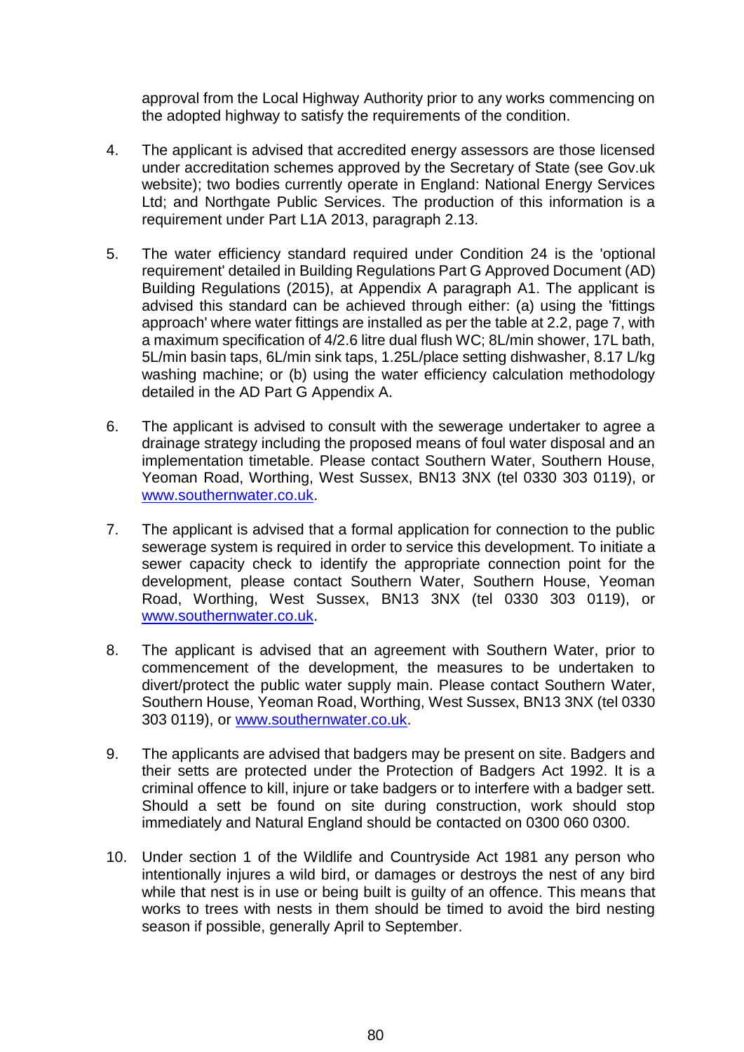approval from the Local Highway Authority prior to any works commencing on the adopted highway to satisfy the requirements of the condition.

4. The applicant is advised that accredited energy assessors are those licensed under accreditation schemes approved by the Secretary of State (see Gov.uk website); two bodies currently operate in England: National Energy Services Ltd; and Northgate Public Services. The production of this information is a requirement under Part L1A 2013, paragraph 2.13.

5. The water efficiency standard required under Condition 24 is the 'optional requirement' detailed in Building Regulations Part G Approved Document (AD) Building Regulations (2015), at Appendix A paragraph A1. The applicant is advised this standard can be achieved through either: (a) using the 'fittings approach' where water fittings are installed as per the table at 2.2, page 7, with a maximum specification of 4/2.6 litre dual flush WC; 8L/min shower, 17L bath, 5L/min basin taps, 6L/min sink taps, 1.25L/place setting dishwasher, 8.17 L/kg washing machine; or (b) using the water efficiency calculation methodology detailed in the AD Part G Appendix A.

6. The applicant is advised to consult with the sewerage undertaker to agree a drainage strategy including the proposed means of foul water disposal and an implementation timetable. Please contact Southern Water, Southern House, Yeoman Road, Worthing, West Sussex, BN13 3NX (tel 0330 303 0119), or www.southernwater.co.uk.

7. The applicant is advised that a formal application for connection to the public sewerage system is required in order to service this development. To initiate a sewer capacity check to identify the appropriate connection point for the development, please contact Southern Water, Southern House, Yeoman Road, Worthing, West Sussex, BN13 3NX (tel 0330 303 0119), or www.southernwater.co.uk.

8. The applicant is advised that an agreement with Southern Water, prior to commencement of the development, the measures to be undertaken to divert/protect the public water supply main. Please contact Southern Water, Southern House, Yeoman Road, Worthing, West Sussex, BN13 3NX (tel 0330 303 0119), or www.southernwater.co.uk.

9. The applicants are advised that badgers may be present on site. Badgers and their setts are protected under the Protection of Badgers Act 1992. It is a criminal offence to kill, injure or take badgers or to interfere with a badger sett. Should a sett be found on site during construction, work should stop immediately and Natural England should be contacted on 0300 060 0300.

10. Under section 1 of the Wildlife and Countryside Act 1981 any person who intentionally injures a wild bird, or damages or destroys the nest of any bird while that nest is in use or being built is guilty of an offence. This means that works to trees with nests in them should be timed to avoid the bird nesting season if possible, generally April to September.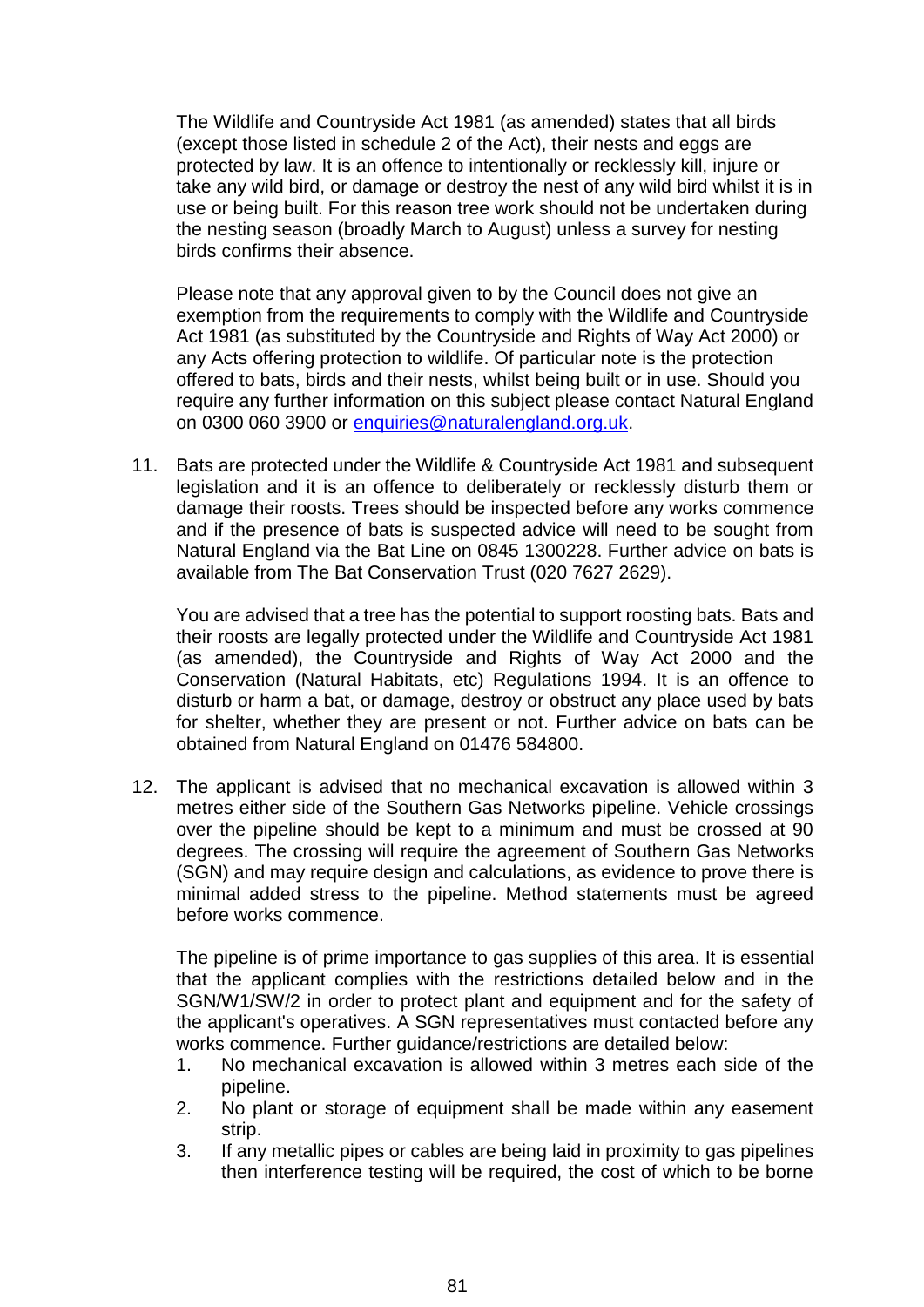The Wildlife and Countryside Act 1981 (as amended) states that all birds (except those listed in schedule 2 of the Act), their nests and eggs are protected by law. It is an offence to intentionally or recklessly kill, injure or take any wild bird, or damage or destroy the nest of any wild bird whilst it is in use or being built. For this reason tree work should not be undertaken during the nesting season (broadly March to August) unless a survey for nesting birds confirms their absence.

Please note that any approval given to by the Council does not give an exemption from the requirements to comply with the Wildlife and Countryside Act 1981 (as substituted by the Countryside and Rights of Way Act 2000) or any Acts offering protection to wildlife. Of particular note is the protection offered to bats, birds and their nests, whilst being built or in use. Should you require any further information on this subject please contact Natural England on 0300 060 3900 or enquiries@naturalengland.org.uk.

11. Bats are protected under the Wildlife & Countryside Act 1981 and subsequent legislation and it is an offence to deliberately or recklessly disturb them or damage their roosts. Trees should be inspected before any works commence and if the presence of bats is suspected advice will need to be sought from Natural England via the Bat Line on 0845 1300228. Further advice on bats is available from The Bat Conservation Trust (020 7627 2629).

    You are advised that a tree has the potential to support roosting bats. Bats and their roosts are legally protected under the Wildlife and Countryside Act 1981 (as amended), the Countryside and Rights of Way Act 2000 and the Conservation (Natural Habitats, etc) Regulations 1994. It is an offence to disturb or harm a bat, or damage, destroy or obstruct any place used by bats for shelter, whether they are present or not. Further advice on bats can be obtained from Natural England on 01476 584800.

12. The applicant is advised that no mechanical excavation is allowed within 3 metres either side of the Southern Gas Networks pipeline. Vehicle crossings over the pipeline should be kept to a minimum and must be crossed at 90 degrees. The crossing will require the agreement of Southern Gas Networks (SGN) and may require design and calculations, as evidence to prove there is minimal added stress to the pipeline. Method statements must be agreed before works commence.

    The pipeline is of prime importance to gas supplies of this area. It is essential that the applicant complies with the restrictions detailed below and in the SGN/W1/SW/2 in order to protect plant and equipment and for the safety of the applicant's operatives. A SGN representatives must contacted before any works commence. Further guidance/restrictions are detailed below:

    1. No mechanical excavation is allowed within 3 metres each side of the pipeline.
    2. No plant or storage of equipment shall be made within any easement strip.
    3. If any metallic pipes or cables are being laid in proximity to gas pipelines then interference testing will be required, the cost of which to be borne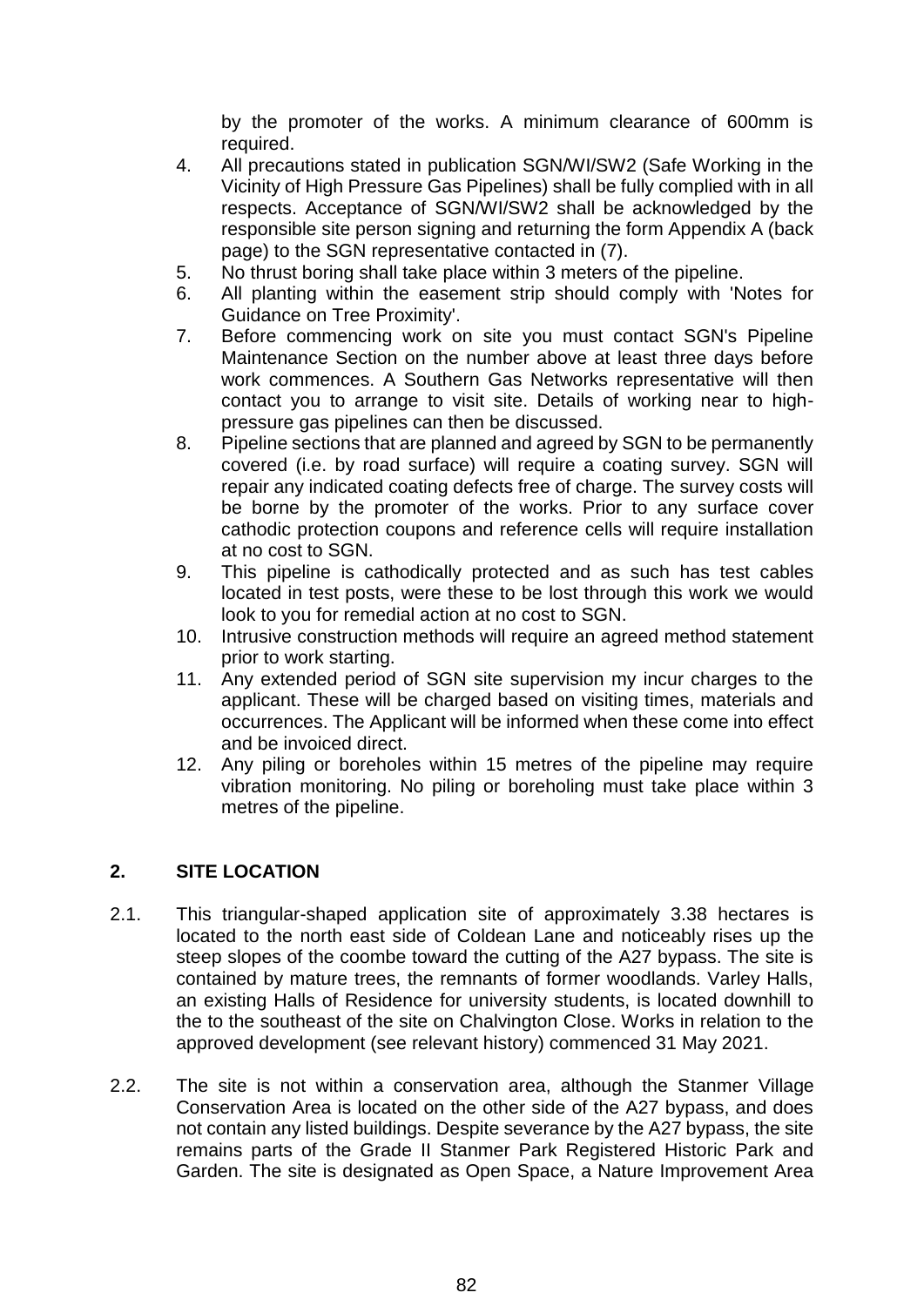by the promoter of the works. A minimum clearance of 600mm is required.

4. All precautions stated in publication SGN/WI/SW2 (Safe Working in the Vicinity of High Pressure Gas Pipelines) shall be fully complied with in all respects. Acceptance of SGN/WI/SW2 shall be acknowledged by the responsible site person signing and returning the form Appendix A (back page) to the SGN representative contacted in (7).
5. No thrust boring shall take place within 3 meters of the pipeline.
6. All planting within the easement strip should comply with 'Notes for Guidance on Tree Proximity'.
7. Before commencing work on site you must contact SGN's Pipeline Maintenance Section on the number above at least three days before work commences. A Southern Gas Networks representative will then contact you to arrange to visit site. Details of working near to high-pressure gas pipelines can then be discussed.
8. Pipeline sections that are planned and agreed by SGN to be permanently covered (i.e. by road surface) will require a coating survey. SGN will repair any indicated coating defects free of charge. The survey costs will be borne by the promoter of the works. Prior to any surface cover cathodic protection coupons and reference cells will require installation at no cost to SGN.
9. This pipeline is cathodically protected and as such has test cables located in test posts, were these to be lost through this work we would look to you for remedial action at no cost to SGN.
10. Intrusive construction methods will require an agreed method statement prior to work starting.
11. Any extended period of SGN site supervision my incur charges to the applicant. These will be charged based on visiting times, materials and occurrences. The Applicant will be informed when these come into effect and be invoiced direct.
12. Any piling or boreholes within 15 metres of the pipeline may require vibration monitoring. No piling or boreholing must take place within 3 metres of the pipeline.

## 2. SITE LOCATION

2.1. This triangular-shaped application site of approximately 3.38 hectares is located to the north east side of Coldean Lane and noticeably rises up the steep slopes of the coombe toward the cutting of the A27 bypass. The site is contained by mature trees, the remnants of former woodlands. Varley Halls, an existing Halls of Residence for university students, is located downhill to the to the southeast of the site on Chalvington Close. Works in relation to the approved development (see relevant history) commenced 31 May 2021.

2.2. The site is not within a conservation area, although the Stanmer Village Conservation Area is located on the other side of the A27 bypass, and does not contain any listed buildings. Despite severance by the A27 bypass, the site remains parts of the Grade II Stanmer Park Registered Historic Park and Garden. The site is designated as Open Space, a Nature Improvement Area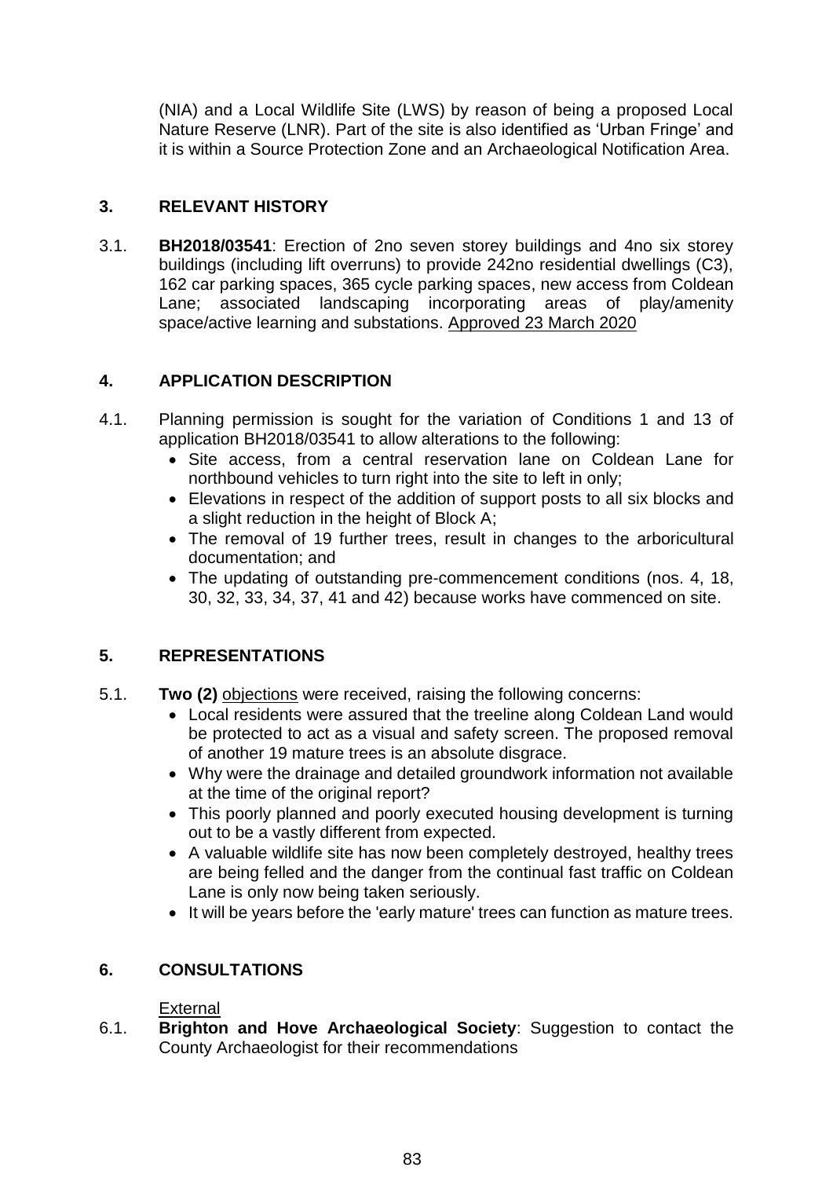(NIA) and a Local Wildlife Site (LWS) by reason of being a proposed Local Nature Reserve (LNR). Part of the site is also identified as 'Urban Fringe' and it is within a Source Protection Zone and an Archaeological Notification Area.

## 3. RELEVANT HISTORY

3.1. **BH2018/03541**: Erection of 2no seven storey buildings and 4no six storey buildings (including lift overruns) to provide 242no residential dwellings (C3), 162 car parking spaces, 365 cycle parking spaces, new access from Coldean Lane; associated landscaping incorporating areas of play/amenity space/active learning and substations. Approved 23 March 2020

## 4. APPLICATION DESCRIPTION

4.1. Planning permission is sought for the variation of Conditions 1 and 13 of application BH2018/03541 to allow alterations to the following:

- Site access, from a central reservation lane on Coldean Lane for northbound vehicles to turn right into the site to left in only;
- Elevations in respect of the addition of support posts to all six blocks and a slight reduction in the height of Block A;
- The removal of 19 further trees, result in changes to the arboricultural documentation; and
- The updating of outstanding pre-commencement conditions (nos. 4, 18, 30, 32, 33, 34, 37, 41 and 42) because works have commenced on site.

## 5. REPRESENTATIONS

5.1. **Two (2)** objections were received, raising the following concerns:

- Local residents were assured that the treeline along Coldean Land would be protected to act as a visual and safety screen. The proposed removal of another 19 mature trees is an absolute disgrace.
- Why were the drainage and detailed groundwork information not available at the time of the original report?
- This poorly planned and poorly executed housing development is turning out to be a vastly different from expected.
- A valuable wildlife site has now been completely destroyed, healthy trees are being felled and the danger from the continual fast traffic on Coldean Lane is only now being taken seriously.
- It will be years before the 'early mature' trees can function as mature trees.

## 6. CONSULTATIONS

External

6.1. **Brighton and Hove Archaeological Society**: Suggestion to contact the County Archaeologist for their recommendations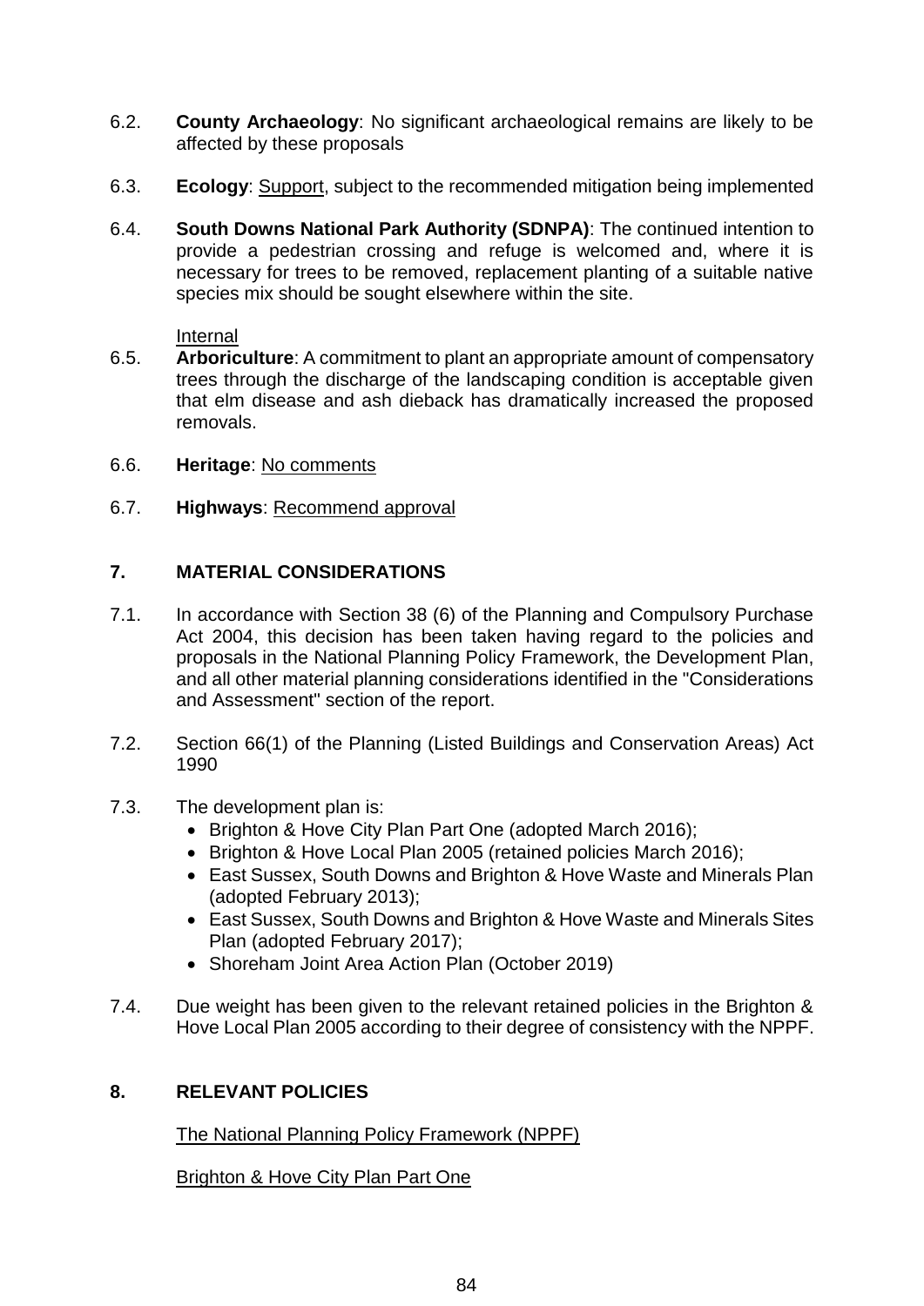6.2. **County Archaeology**: No significant archaeological remains are likely to be affected by these proposals

6.3. **Ecology**: Support, subject to the recommended mitigation being implemented

6.4. **South Downs National Park Authority (SDNPA)**: The continued intention to provide a pedestrian crossing and refuge is welcomed and, where it is necessary for trees to be removed, replacement planting of a suitable native species mix should be sought elsewhere within the site.

Internal

6.5. **Arboriculture**: A commitment to plant an appropriate amount of compensatory trees through the discharge of the landscaping condition is acceptable given that elm disease and ash dieback has dramatically increased the proposed removals.

6.6. **Heritage**: No comments

6.7. **Highways**: Recommend approval

## 7. MATERIAL CONSIDERATIONS

7.1. In accordance with Section 38 (6) of the Planning and Compulsory Purchase Act 2004, this decision has been taken having regard to the policies and proposals in the National Planning Policy Framework, the Development Plan, and all other material planning considerations identified in the "Considerations and Assessment" section of the report.

7.2. Section 66(1) of the Planning (Listed Buildings and Conservation Areas) Act 1990

7.3. The development plan is:

- Brighton & Hove City Plan Part One (adopted March 2016);
- Brighton & Hove Local Plan 2005 (retained policies March 2016);
- East Sussex, South Downs and Brighton & Hove Waste and Minerals Plan (adopted February 2013);
- East Sussex, South Downs and Brighton & Hove Waste and Minerals Sites Plan (adopted February 2017);
- Shoreham Joint Area Action Plan (October 2019)

7.4. Due weight has been given to the relevant retained policies in the Brighton & Hove Local Plan 2005 according to their degree of consistency with the NPPF.

## 8. RELEVANT POLICIES

The National Planning Policy Framework (NPPF)

Brighton & Hove City Plan Part One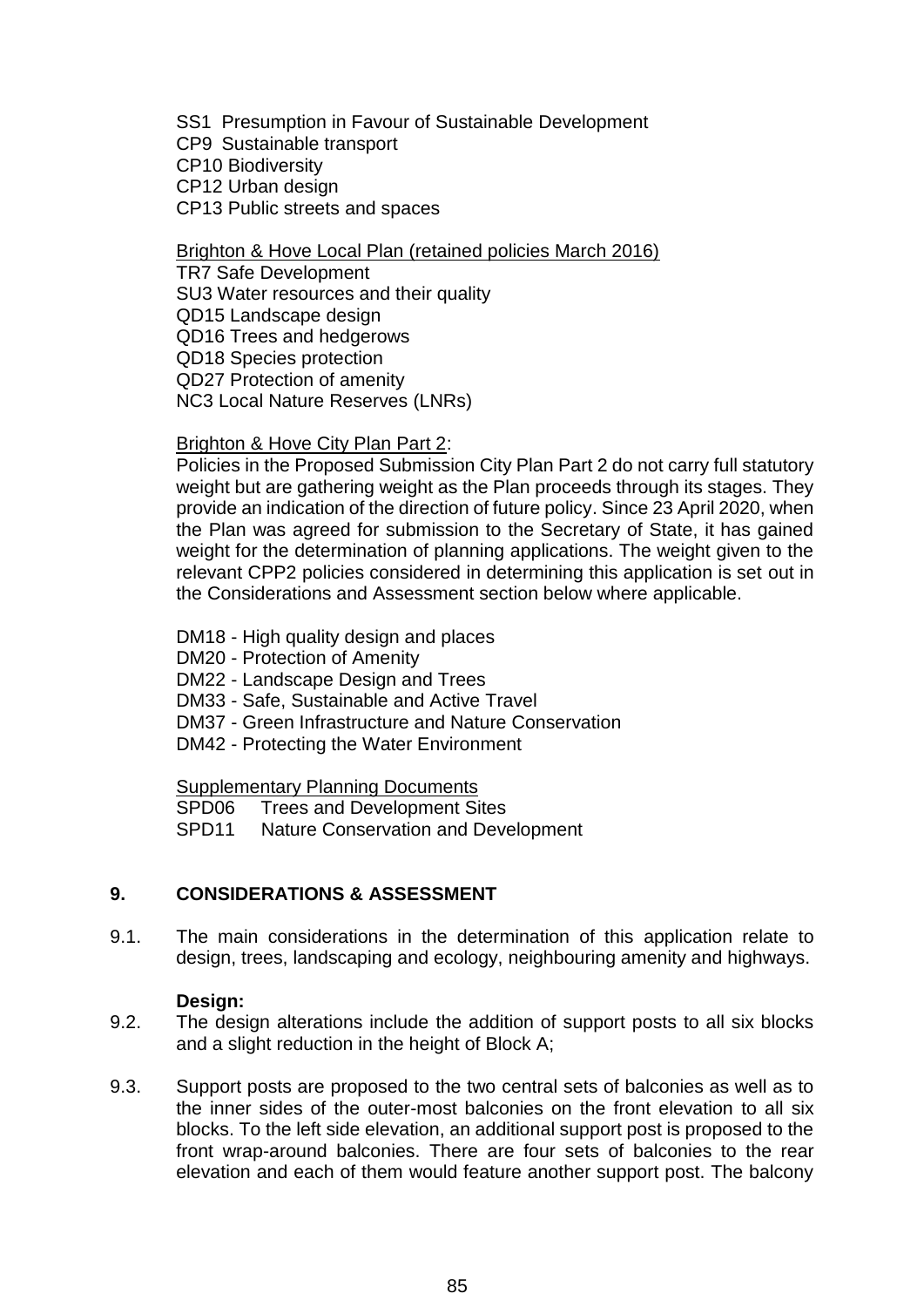SS1 Presumption in Favour of Sustainable Development
CP9 Sustainable transport
CP10 Biodiversity
CP12 Urban design
CP13 Public streets and spaces

Brighton & Hove Local Plan (retained policies March 2016)
TR7 Safe Development
SU3 Water resources and their quality
QD15 Landscape design
QD16 Trees and hedgerows
QD18 Species protection
QD27 Protection of amenity
NC3 Local Nature Reserves (LNRs)

Brighton & Hove City Plan Part 2:
Policies in the Proposed Submission City Plan Part 2 do not carry full statutory weight but are gathering weight as the Plan proceeds through its stages. They provide an indication of the direction of future policy. Since 23 April 2020, when the Plan was agreed for submission to the Secretary of State, it has gained weight for the determination of planning applications. The weight given to the relevant CPP2 policies considered in determining this application is set out in the Considerations and Assessment section below where applicable.

DM18 - High quality design and places
DM20 - Protection of Amenity
DM22 - Landscape Design and Trees
DM33 - Safe, Sustainable and Active Travel
DM37 - Green Infrastructure and Nature Conservation
DM42 - Protecting the Water Environment

Supplementary Planning Documents
SPD06 Trees and Development Sites
SPD11 Nature Conservation and Development

## 9. CONSIDERATIONS & ASSESSMENT

9.1. The main considerations in the determination of this application relate to design, trees, landscaping and ecology, neighbouring amenity and highways.

**Design:**

9.2. The design alterations include the addition of support posts to all six blocks and a slight reduction in the height of Block A;

9.3. Support posts are proposed to the two central sets of balconies as well as to the inner sides of the outer-most balconies on the front elevation to all six blocks. To the left side elevation, an additional support post is proposed to the front wrap-around balconies. There are four sets of balconies to the rear elevation and each of them would feature another support post. The balcony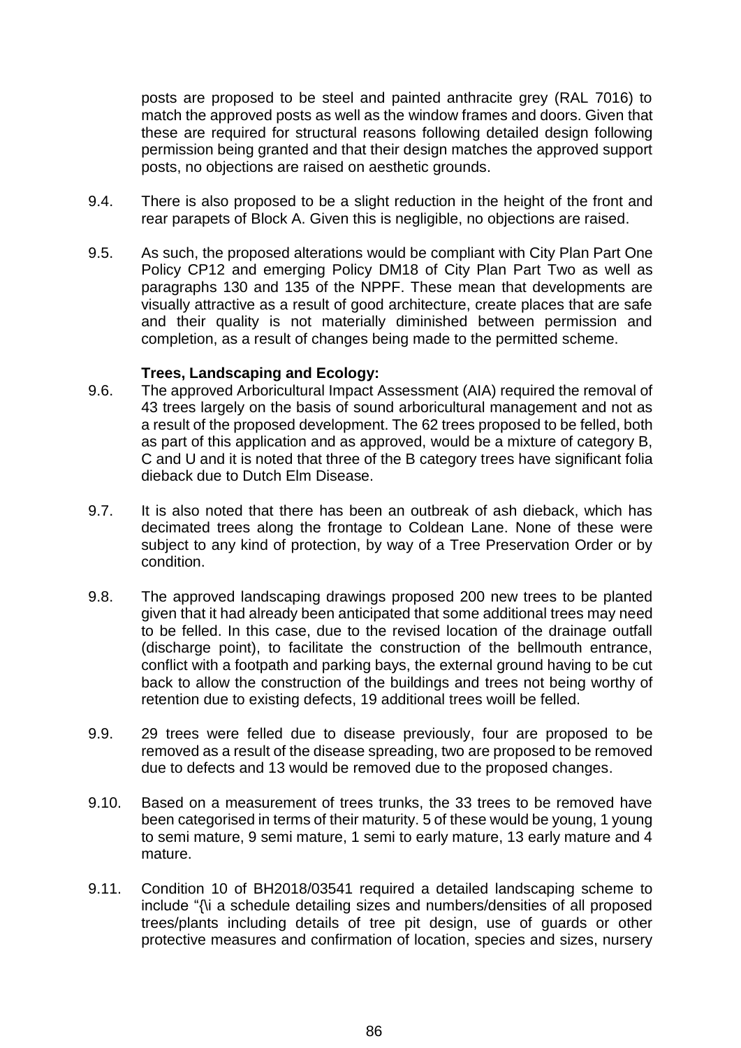posts are proposed to be steel and painted anthracite grey (RAL 7016) to match the approved posts as well as the window frames and doors. Given that these are required for structural reasons following detailed design following permission being granted and that their design matches the approved support posts, no objections are raised on aesthetic grounds.

9.4. There is also proposed to be a slight reduction in the height of the front and rear parapets of Block A. Given this is negligible, no objections are raised.

9.5. As such, the proposed alterations would be compliant with City Plan Part One Policy CP12 and emerging Policy DM18 of City Plan Part Two as well as paragraphs 130 and 135 of the NPPF. These mean that developments are visually attractive as a result of good architecture, create places that are safe and their quality is not materially diminished between permission and completion, as a result of changes being made to the permitted scheme.

**Trees, Landscaping and Ecology:**

9.6. The approved Arboricultural Impact Assessment (AIA) required the removal of 43 trees largely on the basis of sound arboricultural management and not as a result of the proposed development. The 62 trees proposed to be felled, both as part of this application and as approved, would be a mixture of category B, C and U and it is noted that three of the B category trees have significant folia dieback due to Dutch Elm Disease.

9.7. It is also noted that there has been an outbreak of ash dieback, which has decimated trees along the frontage to Coldean Lane. None of these were subject to any kind of protection, by way of a Tree Preservation Order or by condition.

9.8. The approved landscaping drawings proposed 200 new trees to be planted given that it had already been anticipated that some additional trees may need to be felled. In this case, due to the revised location of the drainage outfall (discharge point), to facilitate the construction of the bellmouth entrance, conflict with a footpath and parking bays, the external ground having to be cut back to allow the construction of the buildings and trees not being worthy of retention due to existing defects, 19 additional trees woill be felled.

9.9. 29 trees were felled due to disease previously, four are proposed to be removed as a result of the disease spreading, two are proposed to be removed due to defects and 13 would be removed due to the proposed changes.

9.10. Based on a measurement of trees trunks, the 33 trees to be removed have been categorised in terms of their maturity. 5 of these would be young, 1 young to semi mature, 9 semi mature, 1 semi to early mature, 13 early mature and 4 mature.

9.11. Condition 10 of BH2018/03541 required a detailed landscaping scheme to include "{\i a schedule detailing sizes and numbers/densities of all proposed trees/plants including details of tree pit design, use of guards or other protective measures and confirmation of location, species and sizes, nursery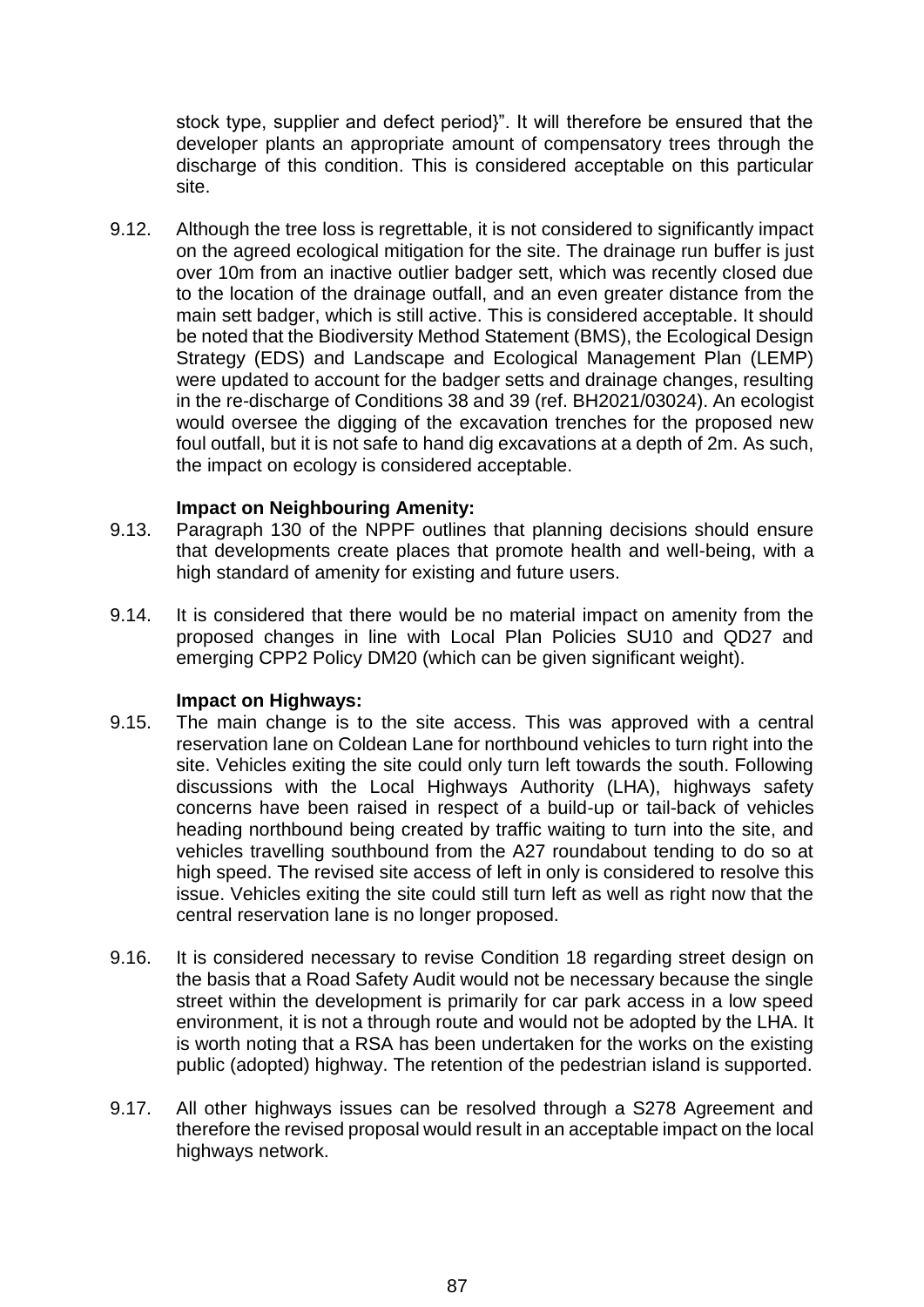stock type, supplier and defect period}". It will therefore be ensured that the developer plants an appropriate amount of compensatory trees through the discharge of this condition. This is considered acceptable on this particular site.

9.12. Although the tree loss is regrettable, it is not considered to significantly impact on the agreed ecological mitigation for the site. The drainage run buffer is just over 10m from an inactive outlier badger sett, which was recently closed due to the location of the drainage outfall, and an even greater distance from the main sett badger, which is still active. This is considered acceptable. It should be noted that the Biodiversity Method Statement (BMS), the Ecological Design Strategy (EDS) and Landscape and Ecological Management Plan (LEMP) were updated to account for the badger setts and drainage changes, resulting in the re-discharge of Conditions 38 and 39 (ref. BH2021/03024). An ecologist would oversee the digging of the excavation trenches for the proposed new foul outfall, but it is not safe to hand dig excavations at a depth of 2m. As such, the impact on ecology is considered acceptable.

**Impact on Neighbouring Amenity:**

9.13. Paragraph 130 of the NPPF outlines that planning decisions should ensure that developments create places that promote health and well-being, with a high standard of amenity for existing and future users.

9.14. It is considered that there would be no material impact on amenity from the proposed changes in line with Local Plan Policies SU10 and QD27 and emerging CPP2 Policy DM20 (which can be given significant weight).

**Impact on Highways:**

9.15. The main change is to the site access. This was approved with a central reservation lane on Coldean Lane for northbound vehicles to turn right into the site. Vehicles exiting the site could only turn left towards the south. Following discussions with the Local Highways Authority (LHA), highways safety concerns have been raised in respect of a build-up or tail-back of vehicles heading northbound being created by traffic waiting to turn into the site, and vehicles travelling southbound from the A27 roundabout tending to do so at high speed. The revised site access of left in only is considered to resolve this issue. Vehicles exiting the site could still turn left as well as right now that the central reservation lane is no longer proposed.

9.16. It is considered necessary to revise Condition 18 regarding street design on the basis that a Road Safety Audit would not be necessary because the single street within the development is primarily for car park access in a low speed environment, it is not a through route and would not be adopted by the LHA. It is worth noting that a RSA has been undertaken for the works on the existing public (adopted) highway. The retention of the pedestrian island is supported.

9.17. All other highways issues can be resolved through a S278 Agreement and therefore the revised proposal would result in an acceptable impact on the local highways network.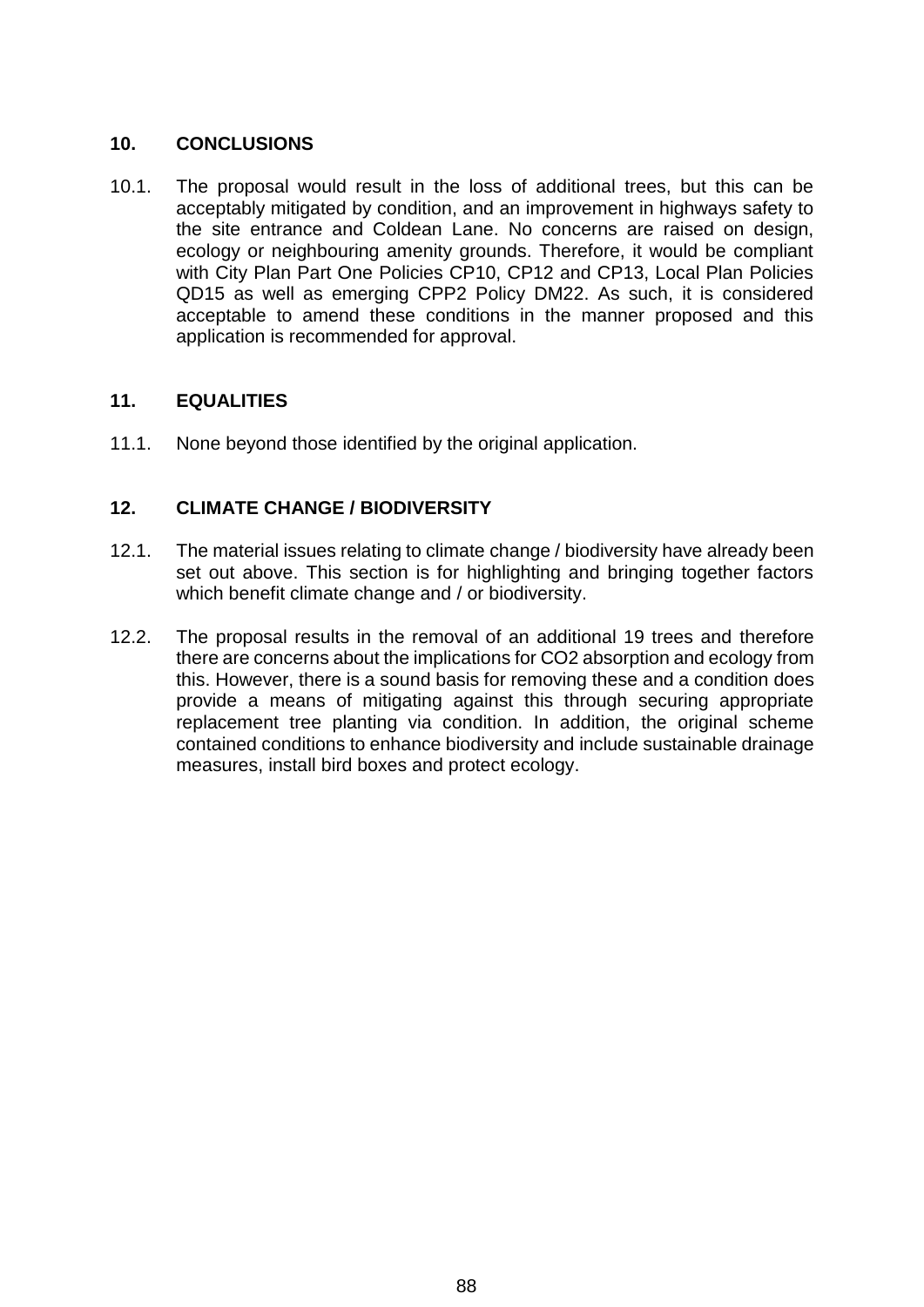## 10. CONCLUSIONS

10.1. The proposal would result in the loss of additional trees, but this can be acceptably mitigated by condition, and an improvement in highways safety to the site entrance and Coldean Lane. No concerns are raised on design, ecology or neighbouring amenity grounds. Therefore, it would be compliant with City Plan Part One Policies CP10, CP12 and CP13, Local Plan Policies QD15 as well as emerging CPP2 Policy DM22. As such, it is considered acceptable to amend these conditions in the manner proposed and this application is recommended for approval.

## 11. EQUALITIES

11.1. None beyond those identified by the original application.

## 12. CLIMATE CHANGE / BIODIVERSITY

12.1. The material issues relating to climate change / biodiversity have already been set out above. This section is for highlighting and bringing together factors which benefit climate change and / or biodiversity.

12.2. The proposal results in the removal of an additional 19 trees and therefore there are concerns about the implications for $CO_2$ absorption and ecology from this. However, there is a sound basis for removing these and a condition does provide a means of mitigating against this through securing appropriate replacement tree planting via condition. In addition, the original scheme contained conditions to enhance biodiversity and include sustainable drainage measures, install bird boxes and protect ecology.